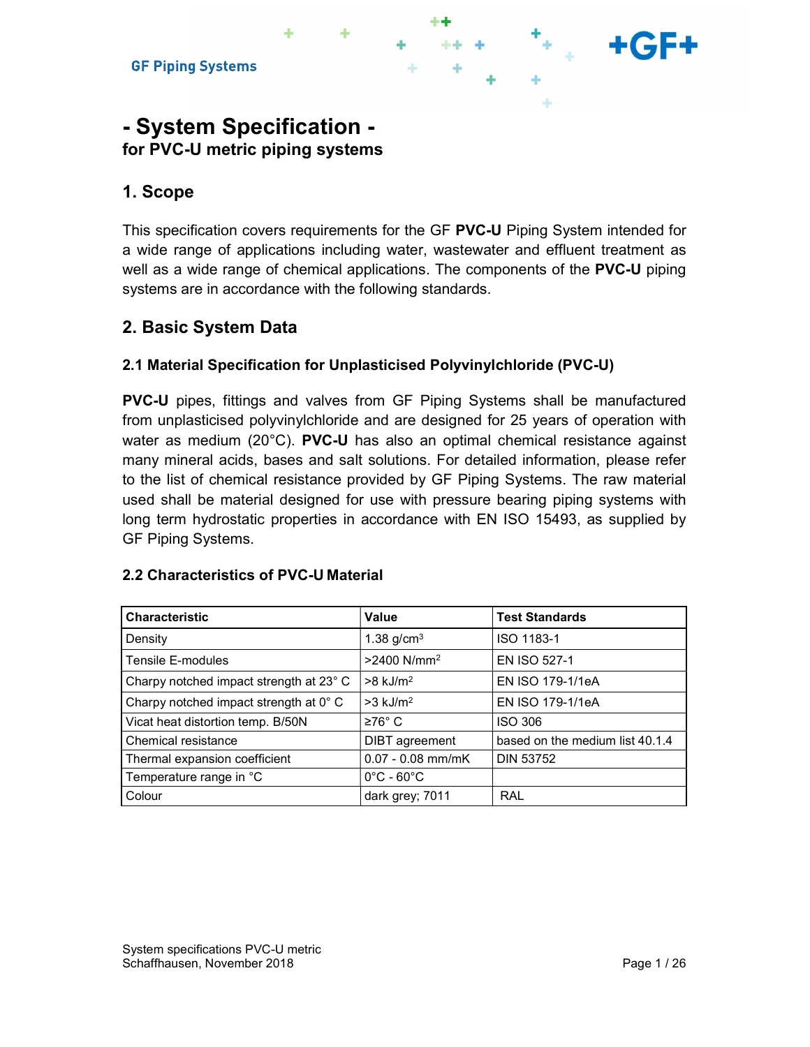GF Piping Systems

# - System Specification -
## for PVC-U metric piping systems

## 1. Scope

This specification covers requirements for the GF **PVC-U** Piping System intended for a wide range of applications including water, wastewater and effluent treatment as well as a wide range of chemical applications. The components of the **PVC-U** piping systems are in accordance with the following standards.

## 2. Basic System Data

### 2.1 Material Specification for Unplasticised Polyvinylchloride (PVC-U)

**PVC-U** pipes, fittings and valves from GF Piping Systems shall be manufactured from unplasticised polyvinylchloride and are designed for 25 years of operation with water as medium (20°C). **PVC-U** has also an optimal chemical resistance against many mineral acids, bases and salt solutions. For detailed information, please refer to the list of chemical resistance provided by GF Piping Systems. The raw material used shall be material designed for use with pressure bearing piping systems with long term hydrostatic properties in accordance with EN ISO 15493, as supplied by GF Piping Systems.

### 2.2 Characteristics of PVC-U Material

| Characteristic | Value | Test Standards |
|---|---|---|
| Density | 1.38 g/cm$^3$ | ISO 1183-1 |
| Tensile E-modules | >2400 N/mm$^2$ | EN ISO 527-1 |
| Charpy notched impact strength at 23° C | >8 kJ/m$^2$ | EN ISO 179-1/1eA |
| Charpy notched impact strength at 0° C | >3 kJ/m$^2$ | EN ISO 179-1/1eA |
| Vicat heat distortion temp. B/50N | ≥76° C | ISO 306 |
| Chemical resistance | DIBT agreement | based on the medium list 40.1.4 |
| Thermal expansion coefficient | 0.07 - 0.08 mm/mK | DIN 53752 |
| Temperature range in °C | 0°C - 60°C | |
| Colour | dark grey; 7011 | RAL |

System specifications PVC-U metric
Schaffhausen, November 2018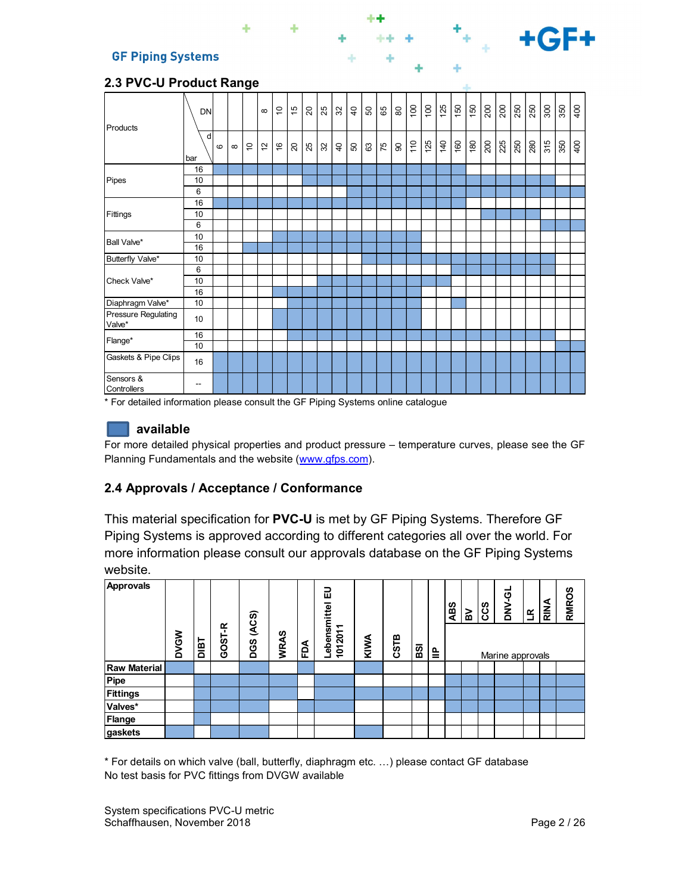## 2.3 PVC-U Product Range

| Products | DN | | | | 8 | 10 | 15 | 20 | 25 | 32 | 40 | 50 | 65 | 80 | 100 | 100 | 125 | 150 | 150 | 200 | 200 | 250 | 250 | 300 | 350 | 400 |
|---|---|---|---|---|---|---|---|---|---|---|---|---|---|---|---|---|---|---|---|---|---|---|---|---|---|---|
| | d / bar | 6 | 8 | 10 | 12 | 16 | 20 | 25 | 32 | 40 | 50 | 63 | 75 | 90 | 110 | 125 | 140 | 160 | 180 | 200 | 225 | 250 | 280 | 315 | 350 | 400 |
| Pipes | 16 | ■ | ■ | ■ | ■ | ■ | ■ | ■ | ■ | ■ | ■ | ■ | ■ | ■ | ■ | ■ | ■ | ■ | | | | | | | | |
| | 10 | | | | | | | ■ | ■ | ■ | ■ | ■ | ■ | ■ | ■ | ■ | ■ | ■ | ■ | ■ | ■ | ■ | ■ | ■ | | |
| | 6 | | | | | | | | | | ■ | ■ | ■ | ■ | ■ | ■ | ■ | ■ | ■ | ■ | ■ | ■ | ■ | ■ | ■ | ■ |
| Fittings | 16 | ■ | ■ | ■ | ■ | ■ | ■ | ■ | ■ | ■ | ■ | ■ | ■ | ■ | ■ | ■ | ■ | ■ | | | | | | | | |
| | 10 | | | | | | | | | | | | | | | | | | | ■ | ■ | ■ | ■ | | | |
| | 6 | | | | | | | | | | | | | | | | | | | | | | | ■ | ■ | ■ |
| Ball Valve* | 10 | | | | | ■ | ■ | ■ | ■ | ■ | ■ | ■ | ■ | ■ | ■ | | | | | | | | | | | |
| | 16 | | | ■ | ■ | ■ | ■ | ■ | ■ | ■ | ■ | ■ | ■ | ■ | ■ | | | | | | | | | | | |
| Butterfly Valve* | 10 | | | | | | | | | | | ■ | ■ | ■ | ■ | ■ | ■ | ■ | ■ | ■ | ■ | ■ | ■ | ■ | | |
| Check Valve* | 6 | | | | | | | | | | | | | | | | | ■ | ■ | ■ | ■ | ■ | ■ | ■ | | |
| | 10 | | | | | | | ■ | ■ | ■ | ■ | ■ | ■ | ■ | ■ | ■ | ■ | | | | | | | | | |
| | 16 | | | | | ■ | ■ | ■ | ■ | ■ | ■ | ■ | ■ | ■ | | | | | | | | | | | | |
| Diaphragm Valve* | 10 | | | | | | ■ | ■ | ■ | ■ | ■ | ■ | ■ | ■ | ■ | | | ■ | | | | | | | | |
| Pressure Regulating Valve* | 10 | | | | | ■ | ■ | ■ | ■ | ■ | ■ | ■ | ■ | ■ | | | | | | | | | | | | |
| Flange* | 16 | | | | | | ■ | ■ | ■ | ■ | ■ | ■ | ■ | ■ | ■ | ■ | ■ | ■ | ■ | ■ | ■ | ■ | ■ | ■ | | |
| | 10 | | | | | | | | | | | | | | | | | | | | | | | | ■ | ■ |
| Gaskets & Pipe Clips | 16 | ■ | ■ | ■ | ■ | ■ | ■ | ■ | ■ | ■ | ■ | ■ | ■ | ■ | ■ | ■ | ■ | ■ | ■ | ■ | ■ | ■ | ■ | ■ | ■ | ■ |
| Sensors & Controllers | -- | ■ | ■ | ■ | ■ | ■ | ■ | ■ | ■ | ■ | ■ | ■ | ■ | ■ | ■ | ■ | ■ | ■ | ■ | ■ | ■ | ■ | ■ | ■ | ■ | ■ |

* For detailed information please consult the GF Piping Systems online catalogue

■ **available**

For more detailed physical properties and product pressure – temperature curves, please see the GF Planning Fundamentals and the website (www.gfps.com).

## 2.4 Approvals / Acceptance / Conformance

This material specification for **PVC-U** is met by GF Piping Systems. Therefore GF Piping Systems is approved according to different categories all over the world. For more information please consult our approvals database on the GF Piping Systems website.

| Approvals | DVGW | DIBT | GOST-R | DGS (ACS) | WRAS | FDA | Lebensmittel EU 1012011 | KIWA | CSTB | BSI | IIP | ABS | BV | CCS | DNV-GL | LR | RINA | RMROS |
|---|---|---|---|---|---|---|---|---|---|---|---|---|---|---|---|---|---|---|
| | | | | | | | | | | | | Marine approvals | | | | | | |
| **Raw Material** | ■ | | | ■ | | | | ■ | | | | | | | | | | |
| **Pipe** | | ■ | ■ | ■ | ■ | | ■ | | | | | ■ | ■ | ■ | ■ | ■ | ■ | ■ |
| **Fittings** | | ■ | ■ | ■ | ■ | | ■ | ■ | ■ | ■ | ■ | ■ | ■ | ■ | ■ | ■ | ■ | ■ |
| **Valves*** | | ■ | ■ | ■ | | ■ | ■ | | | | | ■ | ■ | ■ | ■ | ■ | ■ | ■ |
| **Flange** | | ■ | | | | | | | | | | | | | | | | |
| **gaskets** | ■ | | ■ | ■ | | | | ■ | | | | | | | | | | |

* For details on which valve (ball, butterfly, diaphragm etc. …) please contact GF database
No test basis for PVC fittings from DVGW available

System specifications PVC-U metric
Schaffhausen, November 2018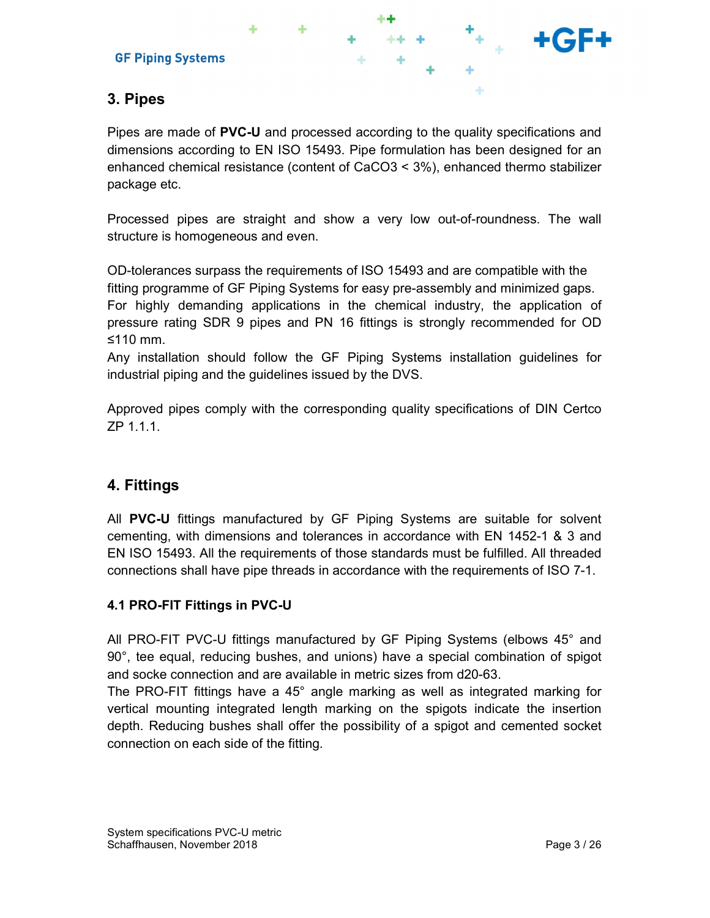## 3. Pipes

Pipes are made of **PVC-U** and processed according to the quality specifications and dimensions according to EN ISO 15493. Pipe formulation has been designed for an enhanced chemical resistance (content of $CaCO_3$ < 3%), enhanced thermo stabilizer package etc.

Processed pipes are straight and show a very low out-of-roundness. The wall structure is homogeneous and even.

OD-tolerances surpass the requirements of ISO 15493 and are compatible with the fitting programme of GF Piping Systems for easy pre-assembly and minimized gaps. For highly demanding applications in the chemical industry, the application of pressure rating SDR 9 pipes and PN 16 fittings is strongly recommended for OD ≤110 mm.
Any installation should follow the GF Piping Systems installation guidelines for industrial piping and the guidelines issued by the DVS.

Approved pipes comply with the corresponding quality specifications of DIN Certco ZP 1.1.1.

## 4. Fittings

All **PVC-U** fittings manufactured by GF Piping Systems are suitable for solvent cementing, with dimensions and tolerances in accordance with EN 1452-1 & 3 and EN ISO 15493. All the requirements of those standards must be fulfilled. All threaded connections shall have pipe threads in accordance with the requirements of ISO 7-1.

### 4.1 PRO-FIT Fittings in PVC-U

All PRO-FIT PVC-U fittings manufactured by GF Piping Systems (elbows 45° and 90°, tee equal, reducing bushes, and unions) have a special combination of spigot and socke connection and are available in metric sizes from d20-63.
The PRO-FIT fittings have a 45° angle marking as well as integrated marking for vertical mounting integrated length marking on the spigots indicate the insertion depth. Reducing bushes shall offer the possibility of a spigot and cemented socket connection on each side of the fitting.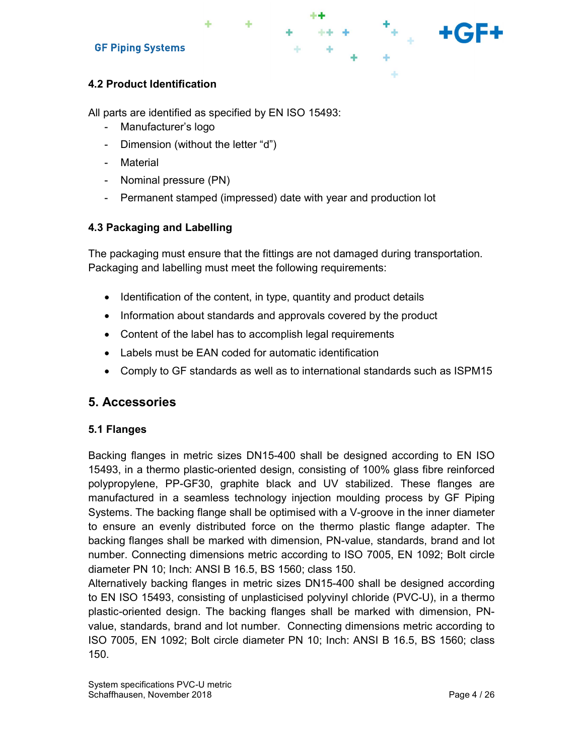### 4.2 Product Identification

All parts are identified as specified by EN ISO 15493:

- Manufacturer's logo
- Dimension (without the letter "d")
- Material
- Nominal pressure (PN)
- Permanent stamped (impressed) date with year and production lot

### 4.3 Packaging and Labelling

The packaging must ensure that the fittings are not damaged during transportation. Packaging and labelling must meet the following requirements:

- Identification of the content, in type, quantity and product details
- Information about standards and approvals covered by the product
- Content of the label has to accomplish legal requirements
- Labels must be EAN coded for automatic identification
- Comply to GF standards as well as to international standards such as ISPM15

## 5. Accessories

### 5.1 Flanges

Backing flanges in metric sizes DN15-400 shall be designed according to EN ISO 15493, in a thermo plastic-oriented design, consisting of 100% glass fibre reinforced polypropylene, PP-GF30, graphite black and UV stabilized. These flanges are manufactured in a seamless technology injection moulding process by GF Piping Systems. The backing flange shall be optimised with a V-groove in the inner diameter to ensure an evenly distributed force on the thermo plastic flange adapter. The backing flanges shall be marked with dimension, PN-value, standards, brand and lot number. Connecting dimensions metric according to ISO 7005, EN 1092; Bolt circle diameter PN 10; Inch: ANSI B 16.5, BS 1560; class 150.
Alternatively backing flanges in metric sizes DN15-400 shall be designed according to EN ISO 15493, consisting of unplasticised polyvinyl chloride (PVC-U), in a thermo plastic-oriented design. The backing flanges shall be marked with dimension, PN-value, standards, brand and lot number. Connecting dimensions metric according to ISO 7005, EN 1092; Bolt circle diameter PN 10; Inch: ANSI B 16.5, BS 1560; class 150.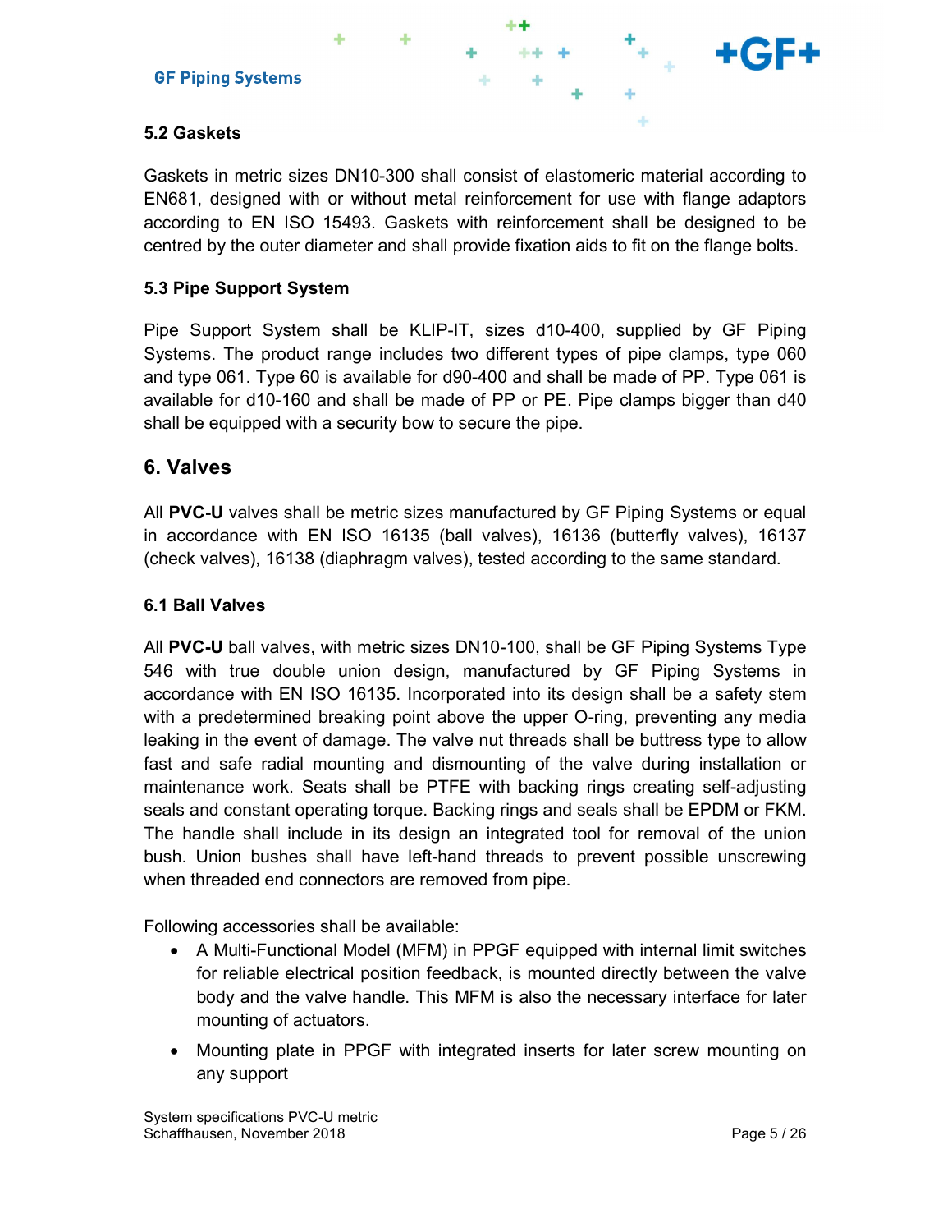### 5.2 Gaskets

Gaskets in metric sizes DN10-300 shall consist of elastomeric material according to EN681, designed with or without metal reinforcement for use with flange adaptors according to EN ISO 15493. Gaskets with reinforcement shall be designed to be centred by the outer diameter and shall provide fixation aids to fit on the flange bolts.

### 5.3 Pipe Support System

Pipe Support System shall be KLIP-IT, sizes d10-400, supplied by GF Piping Systems. The product range includes two different types of pipe clamps, type 060 and type 061. Type 60 is available for d90-400 and shall be made of PP. Type 061 is available for d10-160 and shall be made of PP or PE. Pipe clamps bigger than d40 shall be equipped with a security bow to secure the pipe.

## 6. Valves

All **PVC-U** valves shall be metric sizes manufactured by GF Piping Systems or equal in accordance with EN ISO 16135 (ball valves), 16136 (butterfly valves), 16137 (check valves), 16138 (diaphragm valves), tested according to the same standard.

### 6.1 Ball Valves

All **PVC-U** ball valves, with metric sizes DN10-100, shall be GF Piping Systems Type 546 with true double union design, manufactured by GF Piping Systems in accordance with EN ISO 16135. Incorporated into its design shall be a safety stem with a predetermined breaking point above the upper O-ring, preventing any media leaking in the event of damage. The valve nut threads shall be buttress type to allow fast and safe radial mounting and dismounting of the valve during installation or maintenance work. Seats shall be PTFE with backing rings creating self-adjusting seals and constant operating torque. Backing rings and seals shall be EPDM or FKM. The handle shall include in its design an integrated tool for removal of the union bush. Union bushes shall have left-hand threads to prevent possible unscrewing when threaded end connectors are removed from pipe.

Following accessories shall be available:

- A Multi-Functional Model (MFM) in PPGF equipped with internal limit switches for reliable electrical position feedback, is mounted directly between the valve body and the valve handle. This MFM is also the necessary interface for later mounting of actuators.
- Mounting plate in PPGF with integrated inserts for later screw mounting on any support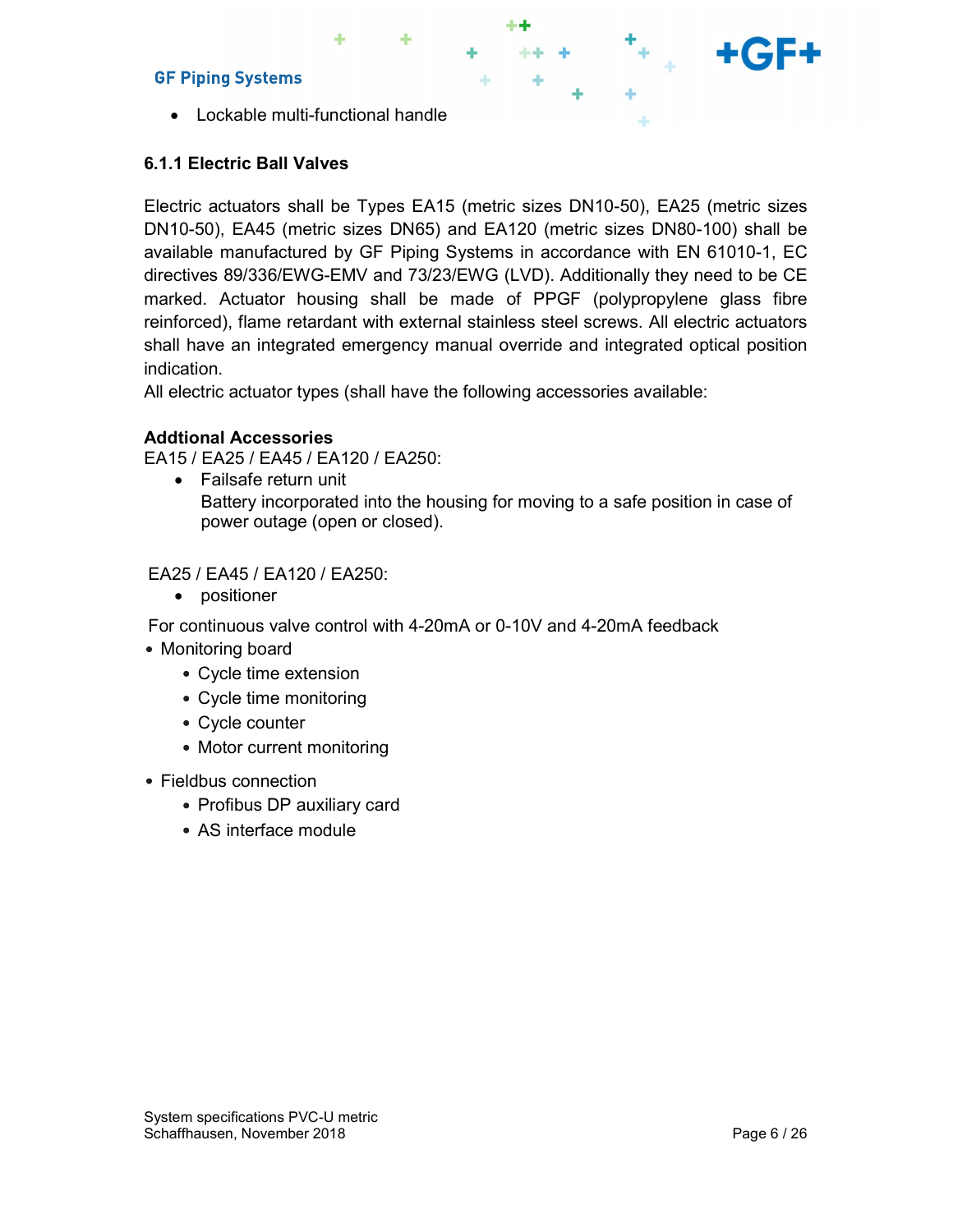- Lockable multi-functional handle

### 6.1.1 Electric Ball Valves

Electric actuators shall be Types EA15 (metric sizes DN10-50), EA25 (metric sizes DN10-50), EA45 (metric sizes DN65) and EA120 (metric sizes DN80-100) shall be available manufactured by GF Piping Systems in accordance with EN 61010-1, EC directives 89/336/EWG-EMV and 73/23/EWG (LVD). Additionally they need to be CE marked. Actuator housing shall be made of PPGF (polypropylene glass fibre reinforced), flame retardant with external stainless steel screws. All electric actuators shall have an integrated emergency manual override and integrated optical position indication.
All electric actuator types (shall have the following accessories available:

**Addtional Accessories**
EA15 / EA25 / EA45 / EA120 / EA250:

- Failsafe return unit
  Battery incorporated into the housing for moving to a safe position in case of power outage (open or closed).

EA25 / EA45 / EA120 / EA250:

- positioner

For continuous valve control with 4-20mA or 0-10V and 4-20mA feedback

- Monitoring board
  - Cycle time extension
  - Cycle time monitoring
  - Cycle counter
  - Motor current monitoring
- Fieldbus connection
  - Profibus DP auxiliary card
  - AS interface module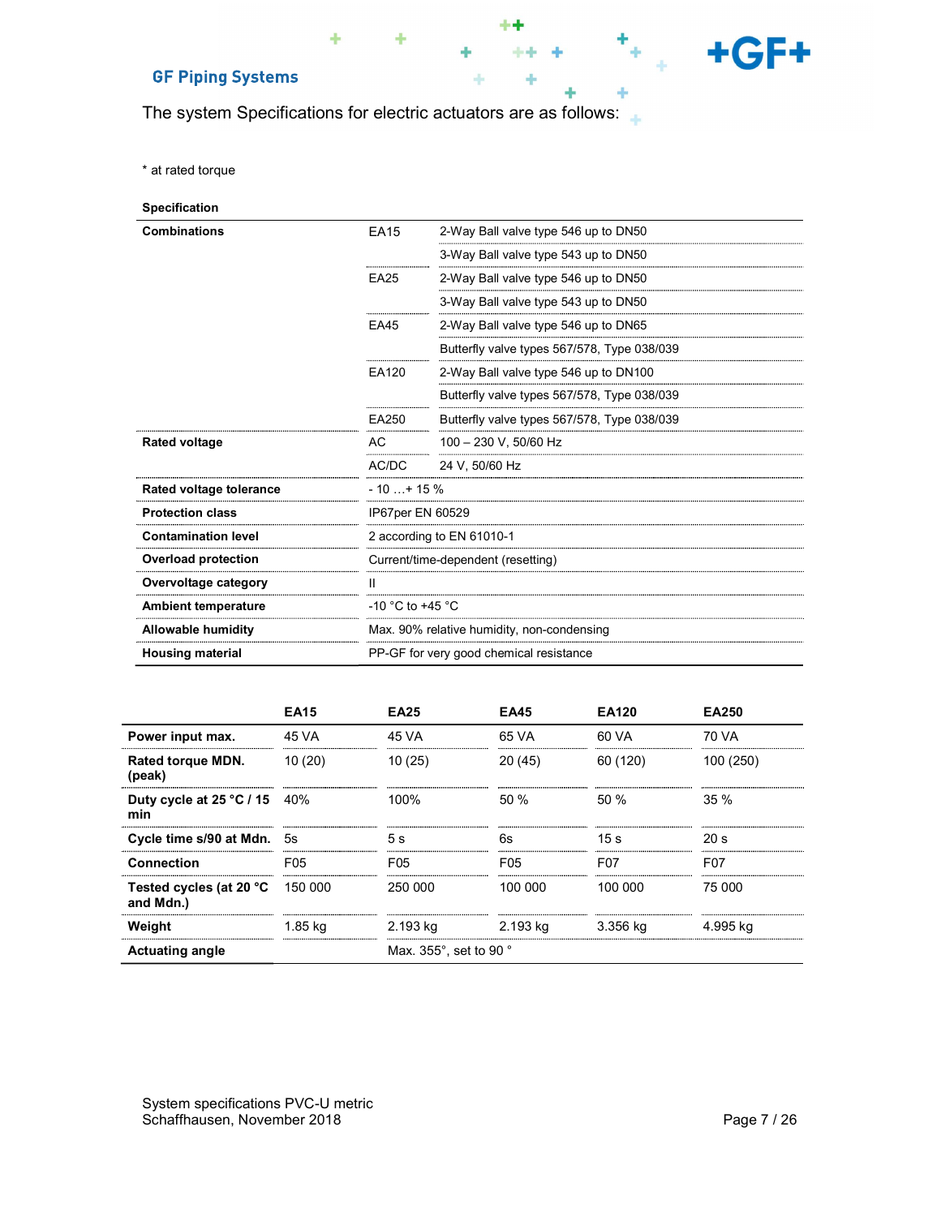The system Specifications for electric actuators are as follows:

* at rated torque

**Specification**

| | | |
|---|---|---|
| **Combinations** | EA15 | 2-Way Ball valve type 546 up to DN50 |
| | | 3-Way Ball valve type 543 up to DN50 |
| | EA25 | 2-Way Ball valve type 546 up to DN50 |
| | | 3-Way Ball valve type 543 up to DN50 |
| | EA45 | 2-Way Ball valve type 546 up to DN65 |
| | | Butterfly valve types 567/578, Type 038/039 |
| | EA120 | 2-Way Ball valve type 546 up to DN100 |
| | | Butterfly valve types 567/578, Type 038/039 |
| | EA250 | Butterfly valve types 567/578, Type 038/039 |
| **Rated voltage** | AC | 100 – 230 V, 50/60 Hz |
| | AC/DC | 24 V, 50/60 Hz |
| **Rated voltage tolerance** | - 10 …+ 15 % | |
| **Protection class** | IP67per EN 60529 | |
| **Contamination level** | 2 according to EN 61010-1 | |
| **Overload protection** | Current/time-dependent (resetting) | |
| **Overvoltage category** | II | |
| **Ambient temperature** | -10 °C to +45 °C | |
| **Allowable humidity** | Max. 90% relative humidity, non-condensing | |
| **Housing material** | PP-GF for very good chemical resistance | |

| | **EA15** | **EA25** | **EA45** | **EA120** | **EA250** |
|---|---|---|---|---|---|
| **Power input max.** | 45 VA | 45 VA | 65 VA | 60 VA | 70 VA |
| **Rated torque MDN. (peak)** | 10 (20) | 10 (25) | 20 (45) | 60 (120) | 100 (250) |
| **Duty cycle at 25 °C / 15 min** | 40% | 100% | 50 % | 50 % | 35 % |
| **Cycle time s/90 at Mdn.** | 5s | 5 s | 6s | 15 s | 20 s |
| **Connection** | F05 | F05 | F05 | F07 | F07 |
| **Tested cycles (at 20 °C and Mdn.)** | 150 000 | 250 000 | 100 000 | 100 000 | 75 000 |
| **Weight** | 1.85 kg | 2.193 kg | 2.193 kg | 3.356 kg | 4.995 kg |
| **Actuating angle** | | Max. 355°, set to 90 ° | | | |

System specifications PVC-U metric
Schaffhausen, November 2018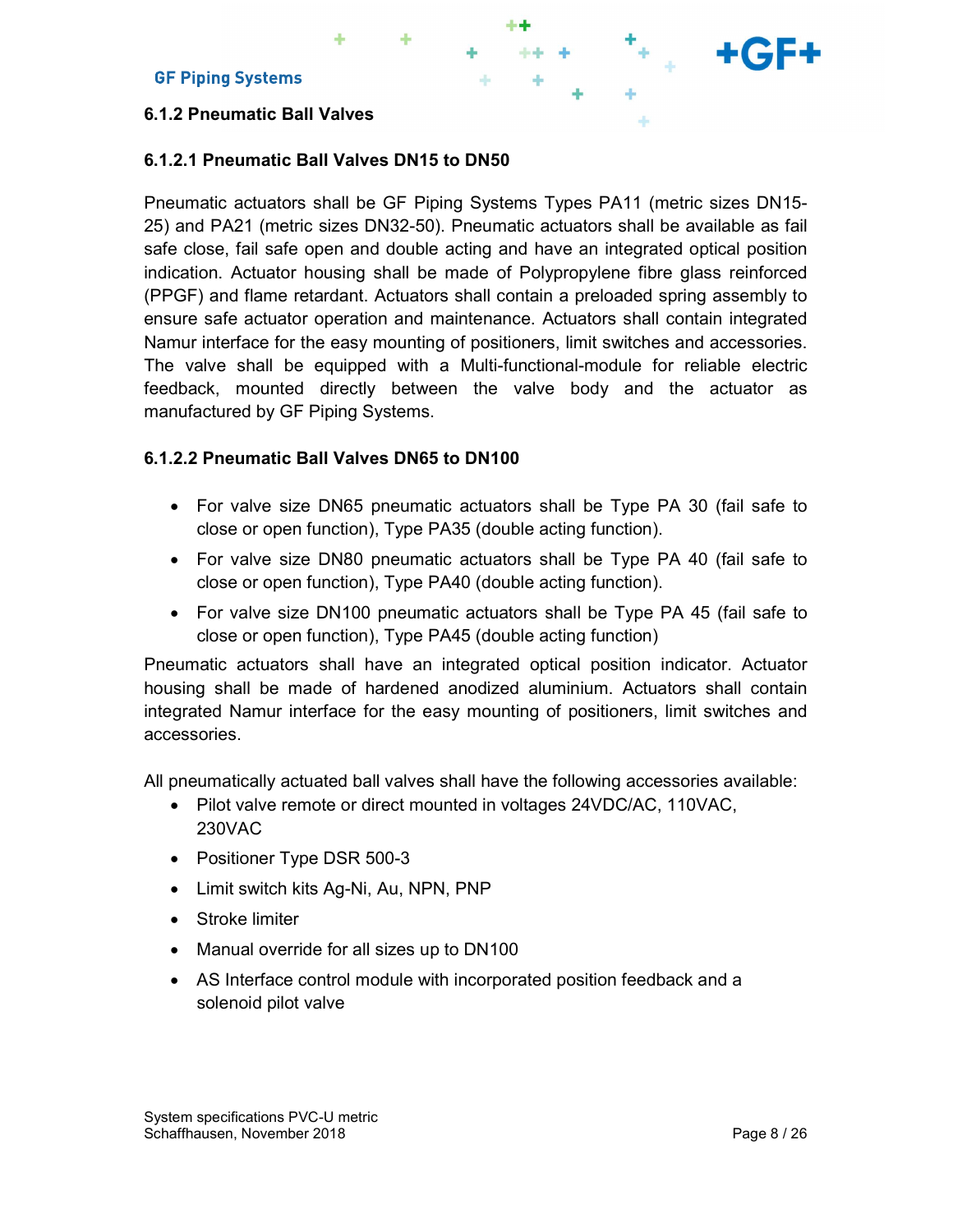### 6.1.2 Pneumatic Ball Valves

#### 6.1.2.1 Pneumatic Ball Valves DN15 to DN50

Pneumatic actuators shall be GF Piping Systems Types PA11 (metric sizes DN15-25) and PA21 (metric sizes DN32-50). Pneumatic actuators shall be available as fail safe close, fail safe open and double acting and have an integrated optical position indication. Actuator housing shall be made of Polypropylene fibre glass reinforced (PPGF) and flame retardant. Actuators shall contain a preloaded spring assembly to ensure safe actuator operation and maintenance. Actuators shall contain integrated Namur interface for the easy mounting of positioners, limit switches and accessories. The valve shall be equipped with a Multi-functional-module for reliable electric feedback, mounted directly between the valve body and the actuator as manufactured by GF Piping Systems.

#### 6.1.2.2 Pneumatic Ball Valves DN65 to DN100

- For valve size DN65 pneumatic actuators shall be Type PA 30 (fail safe to close or open function), Type PA35 (double acting function).
- For valve size DN80 pneumatic actuators shall be Type PA 40 (fail safe to close or open function), Type PA40 (double acting function).
- For valve size DN100 pneumatic actuators shall be Type PA 45 (fail safe to close or open function), Type PA45 (double acting function)

Pneumatic actuators shall have an integrated optical position indicator. Actuator housing shall be made of hardened anodized aluminium. Actuators shall contain integrated Namur interface for the easy mounting of positioners, limit switches and accessories.

All pneumatically actuated ball valves shall have the following accessories available:

- Pilot valve remote or direct mounted in voltages 24VDC/AC, 110VAC, 230VAC
- Positioner Type DSR 500-3
- Limit switch kits Ag-Ni, Au, NPN, PNP
- Stroke limiter
- Manual override for all sizes up to DN100
- AS Interface control module with incorporated position feedback and a solenoid pilot valve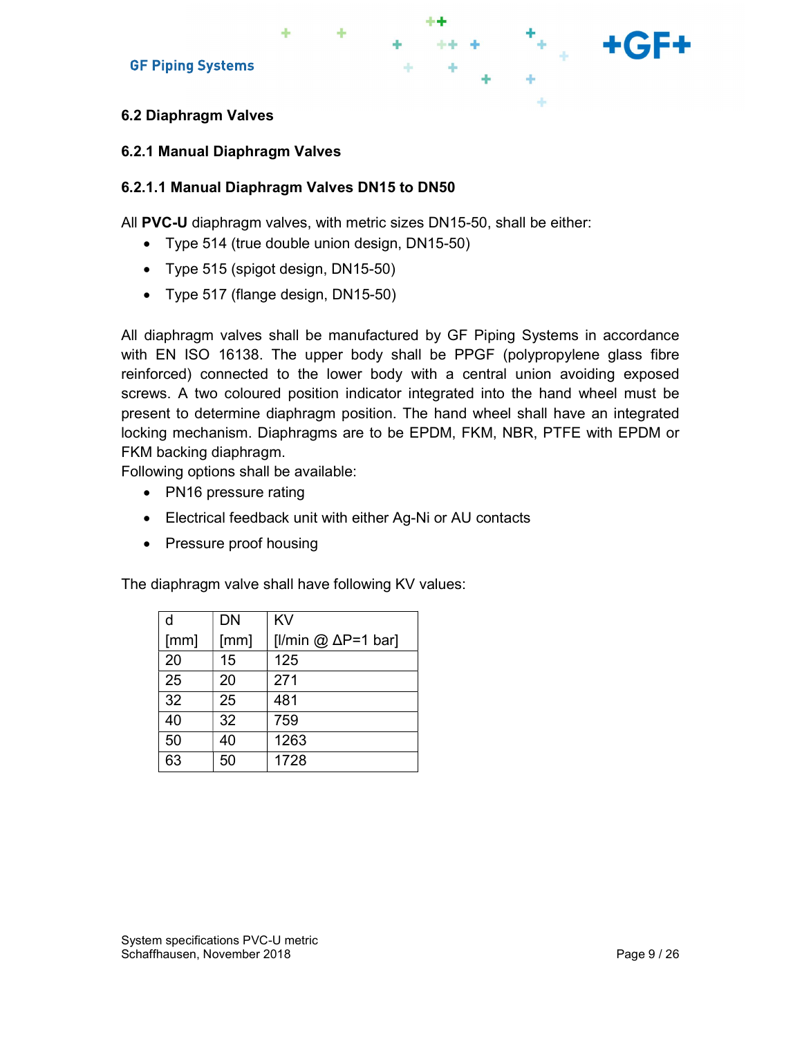## 6.2 Diaphragm Valves

### 6.2.1 Manual Diaphragm Valves

#### 6.2.1.1 Manual Diaphragm Valves DN15 to DN50

All **PVC-U** diaphragm valves, with metric sizes DN15-50, shall be either:

- Type 514 (true double union design, DN15-50)
- Type 515 (spigot design, DN15-50)
- Type 517 (flange design, DN15-50)

All diaphragm valves shall be manufactured by GF Piping Systems in accordance with EN ISO 16138. The upper body shall be PPGF (polypropylene glass fibre reinforced) connected to the lower body with a central union avoiding exposed screws. A two coloured position indicator integrated into the hand wheel must be present to determine diaphragm position. The hand wheel shall have an integrated locking mechanism. Diaphragms are to be EPDM, FKM, NBR, PTFE with EPDM or FKM backing diaphragm.
Following options shall be available:

- PN16 pressure rating
- Electrical feedback unit with either Ag-Ni or AU contacts
- Pressure proof housing

The diaphragm valve shall have following KV values:

| d [mm] | DN [mm] | KV [l/min @ ΔP=1 bar] |
|---|---|---|
| 20 | 15 | 125 |
| 25 | 20 | 271 |
| 32 | 25 | 481 |
| 40 | 32 | 759 |
| 50 | 40 | 1263 |
| 63 | 50 | 1728 |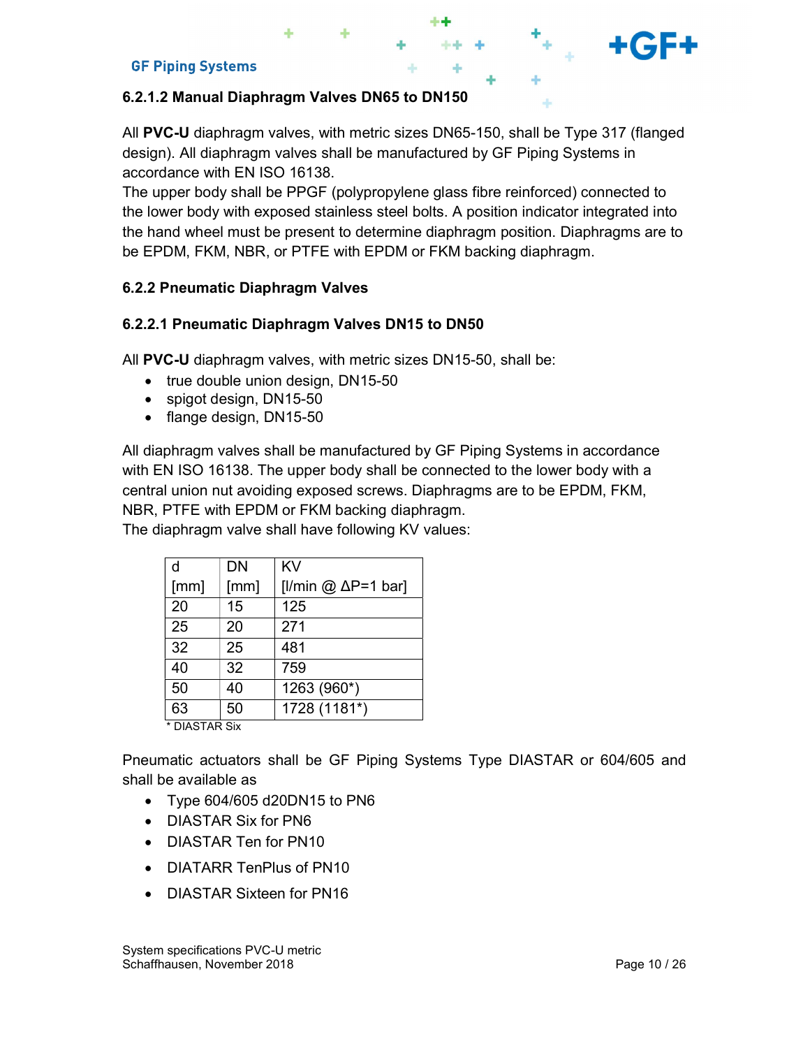#### 6.2.1.2 Manual Diaphragm Valves DN65 to DN150

All **PVC-U** diaphragm valves, with metric sizes DN65-150, shall be Type 317 (flanged design). All diaphragm valves shall be manufactured by GF Piping Systems in accordance with EN ISO 16138.
The upper body shall be PPGF (polypropylene glass fibre reinforced) connected to the lower body with exposed stainless steel bolts. A position indicator integrated into the hand wheel must be present to determine diaphragm position. Diaphragms are to be EPDM, FKM, NBR, or PTFE with EPDM or FKM backing diaphragm.

### 6.2.2 Pneumatic Diaphragm Valves

#### 6.2.2.1 Pneumatic Diaphragm Valves DN15 to DN50

All **PVC-U** diaphragm valves, with metric sizes DN15-50, shall be:

- true double union design, DN15-50
- spigot design, DN15-50
- flange design, DN15-50

All diaphragm valves shall be manufactured by GF Piping Systems in accordance with EN ISO 16138. The upper body shall be connected to the lower body with a central union nut avoiding exposed screws. Diaphragms are to be EPDM, FKM, NBR, PTFE with EPDM or FKM backing diaphragm.
The diaphragm valve shall have following KV values:

| d [mm] | DN [mm] | KV [l/min @ ΔP=1 bar] |
|---|---|---|
| 20 | 15 | 125 |
| 25 | 20 | 271 |
| 32 | 25 | 481 |
| 40 | 32 | 759 |
| 50 | 40 | 1263 (960*) |
| 63 | 50 | 1728 (1181*) |

* DIASTAR Six

Pneumatic actuators shall be GF Piping Systems Type DIASTAR or 604/605 and shall be available as

- Type 604/605 d20DN15 to PN6
- DIASTAR Six for PN6
- DIASTAR Ten for PN10
- DIATARR TenPlus of PN10
- DIASTAR Sixteen for PN16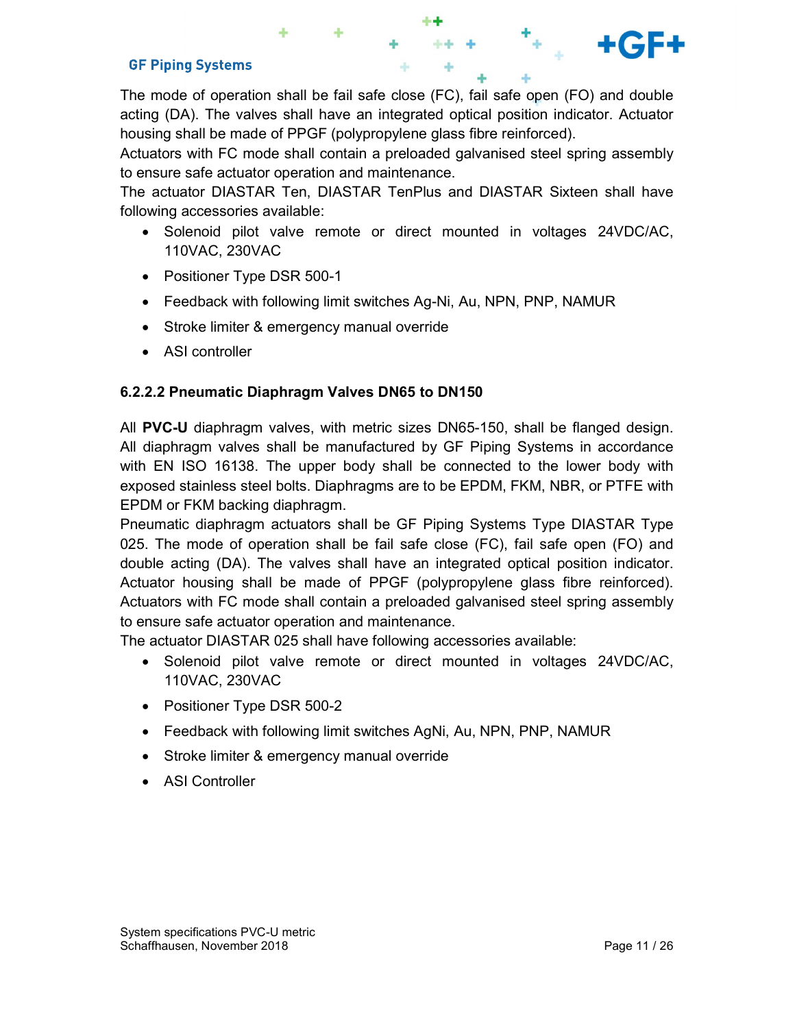The mode of operation shall be fail safe close (FC), fail safe open (FO) and double acting (DA). The valves shall have an integrated optical position indicator. Actuator housing shall be made of PPGF (polypropylene glass fibre reinforced).
Actuators with FC mode shall contain a preloaded galvanised steel spring assembly to ensure safe actuator operation and maintenance.
The actuator DIASTAR Ten, DIASTAR TenPlus and DIASTAR Sixteen shall have following accessories available:

- Solenoid pilot valve remote or direct mounted in voltages 24VDC/AC, 110VAC, 230VAC
- Positioner Type DSR 500-1
- Feedback with following limit switches Ag-Ni, Au, NPN, PNP, NAMUR
- Stroke limiter & emergency manual override
- ASI controller

#### 6.2.2.2 Pneumatic Diaphragm Valves DN65 to DN150

All **PVC-U** diaphragm valves, with metric sizes DN65-150, shall be flanged design. All diaphragm valves shall be manufactured by GF Piping Systems in accordance with EN ISO 16138. The upper body shall be connected to the lower body with exposed stainless steel bolts. Diaphragms are to be EPDM, FKM, NBR, or PTFE with EPDM or FKM backing diaphragm.
Pneumatic diaphragm actuators shall be GF Piping Systems Type DIASTAR Type 025. The mode of operation shall be fail safe close (FC), fail safe open (FO) and double acting (DA). The valves shall have an integrated optical position indicator. Actuator housing shall be made of PPGF (polypropylene glass fibre reinforced). Actuators with FC mode shall contain a preloaded galvanised steel spring assembly to ensure safe actuator operation and maintenance.
The actuator DIASTAR 025 shall have following accessories available:

- Solenoid pilot valve remote or direct mounted in voltages 24VDC/AC, 110VAC, 230VAC
- Positioner Type DSR 500-2
- Feedback with following limit switches AgNi, Au, NPN, PNP, NAMUR
- Stroke limiter & emergency manual override
- ASI Controller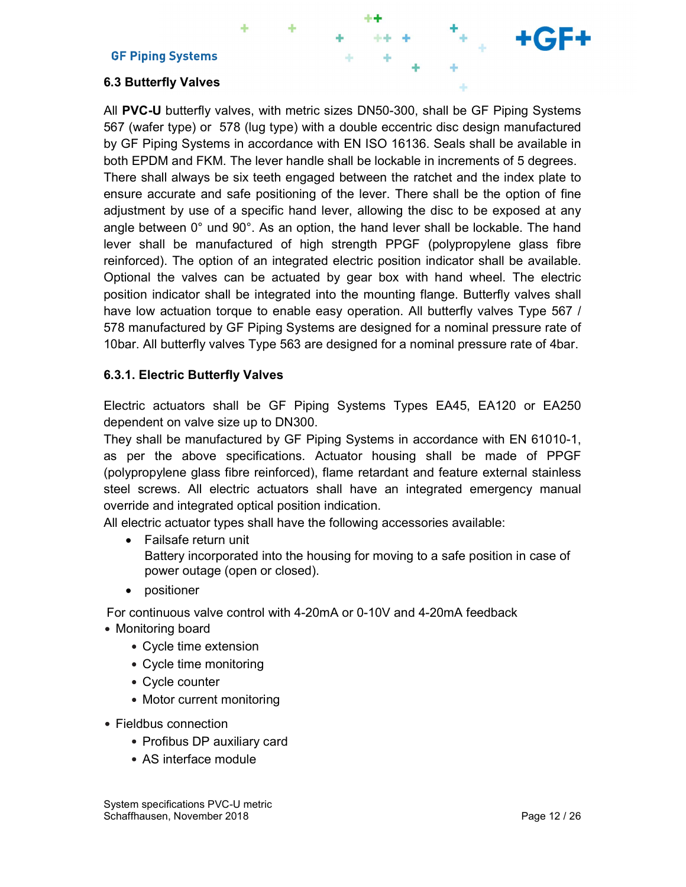## 6.3 Butterfly Valves

All **PVC-U** butterfly valves, with metric sizes DN50-300, shall be GF Piping Systems 567 (wafer type) or 578 (lug type) with a double eccentric disc design manufactured by GF Piping Systems in accordance with EN ISO 16136. Seals shall be available in both EPDM and FKM. The lever handle shall be lockable in increments of 5 degrees. There shall always be six teeth engaged between the ratchet and the index plate to ensure accurate and safe positioning of the lever. There shall be the option of fine adjustment by use of a specific hand lever, allowing the disc to be exposed at any angle between 0° und 90°. As an option, the hand lever shall be lockable. The hand lever shall be manufactured of high strength PPGF (polypropylene glass fibre reinforced). The option of an integrated electric position indicator shall be available. Optional the valves can be actuated by gear box with hand wheel. The electric position indicator shall be integrated into the mounting flange. Butterfly valves shall have low actuation torque to enable easy operation. All butterfly valves Type 567 / 578 manufactured by GF Piping Systems are designed for a nominal pressure rate of 10bar. All butterfly valves Type 563 are designed for a nominal pressure rate of 4bar.

### 6.3.1. Electric Butterfly Valves

Electric actuators shall be GF Piping Systems Types EA45, EA120 or EA250 dependent on valve size up to DN300.
They shall be manufactured by GF Piping Systems in accordance with EN 61010-1, as per the above specifications. Actuator housing shall be made of PPGF (polypropylene glass fibre reinforced), flame retardant and feature external stainless steel screws. All electric actuators shall have an integrated emergency manual override and integrated optical position indication.
All electric actuator types shall have the following accessories available:

- Failsafe return unit
  Battery incorporated into the housing for moving to a safe position in case of power outage (open or closed).
- positioner

For continuous valve control with 4-20mA or 0-10V and 4-20mA feedback

- Monitoring board
  - Cycle time extension
  - Cycle time monitoring
  - Cycle counter
  - Motor current monitoring
- Fieldbus connection
  - Profibus DP auxiliary card
  - AS interface module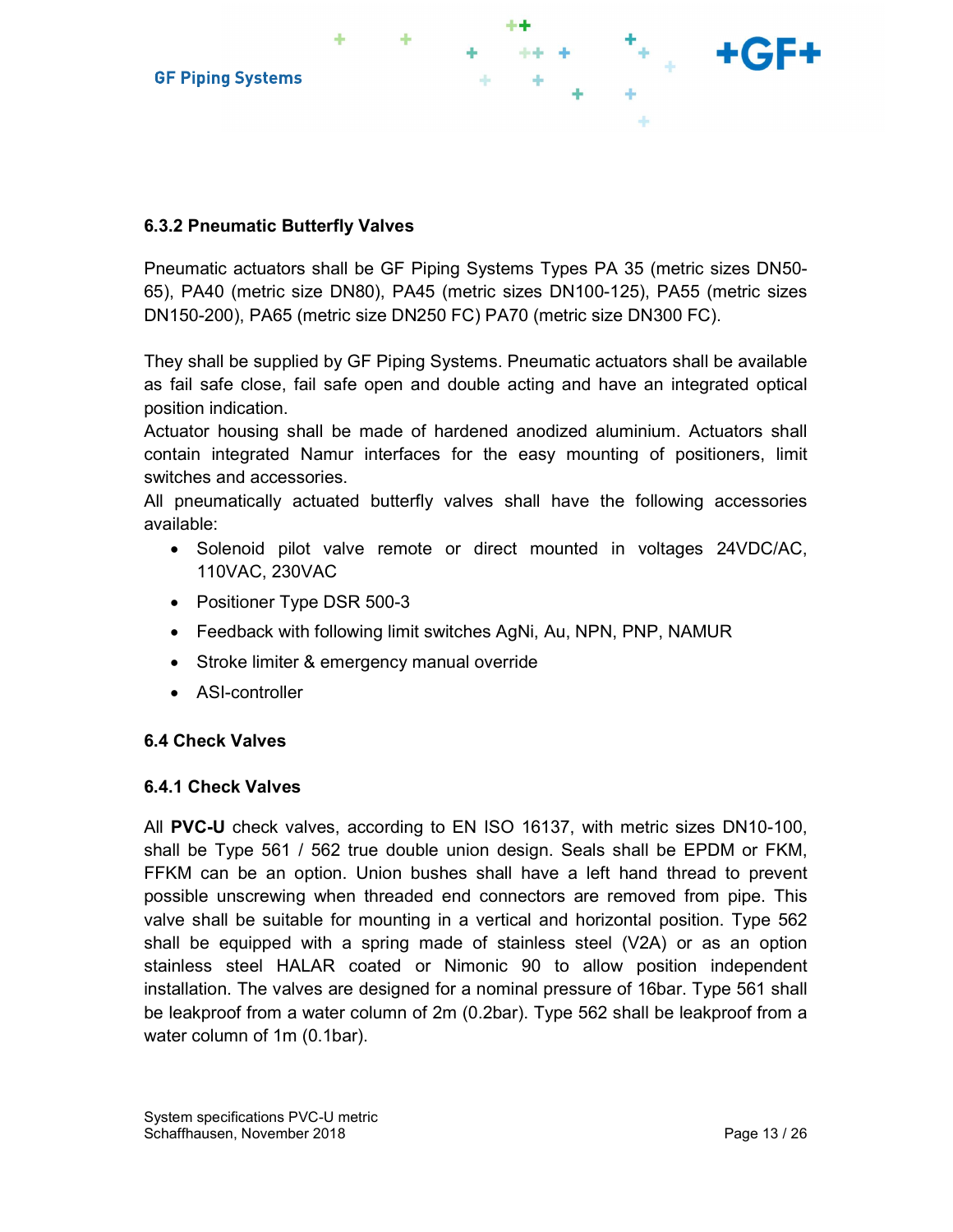### 6.3.2 Pneumatic Butterfly Valves

Pneumatic actuators shall be GF Piping Systems Types PA 35 (metric sizes DN50-65), PA40 (metric size DN80), PA45 (metric sizes DN100-125), PA55 (metric sizes DN150-200), PA65 (metric size DN250 FC) PA70 (metric size DN300 FC).

They shall be supplied by GF Piping Systems. Pneumatic actuators shall be available as fail safe close, fail safe open and double acting and have an integrated optical position indication.
Actuator housing shall be made of hardened anodized aluminium. Actuators shall contain integrated Namur interfaces for the easy mounting of positioners, limit switches and accessories.
All pneumatically actuated butterfly valves shall have the following accessories available:

- Solenoid pilot valve remote or direct mounted in voltages 24VDC/AC, 110VAC, 230VAC
- Positioner Type DSR 500-3
- Feedback with following limit switches AgNi, Au, NPN, PNP, NAMUR
- Stroke limiter & emergency manual override
- ASI-controller

### 6.4 Check Valves

### 6.4.1 Check Valves

All **PVC-U** check valves, according to EN ISO 16137, with metric sizes DN10-100, shall be Type 561 / 562 true double union design. Seals shall be EPDM or FKM, FFKM can be an option. Union bushes shall have a left hand thread to prevent possible unscrewing when threaded end connectors are removed from pipe. This valve shall be suitable for mounting in a vertical and horizontal position. Type 562 shall be equipped with a spring made of stainless steel (V2A) or as an option stainless steel HALAR coated or Nimonic 90 to allow position independent installation. The valves are designed for a nominal pressure of 16bar. Type 561 shall be leakproof from a water column of 2m (0.2bar). Type 562 shall be leakproof from a water column of 1m (0.1bar).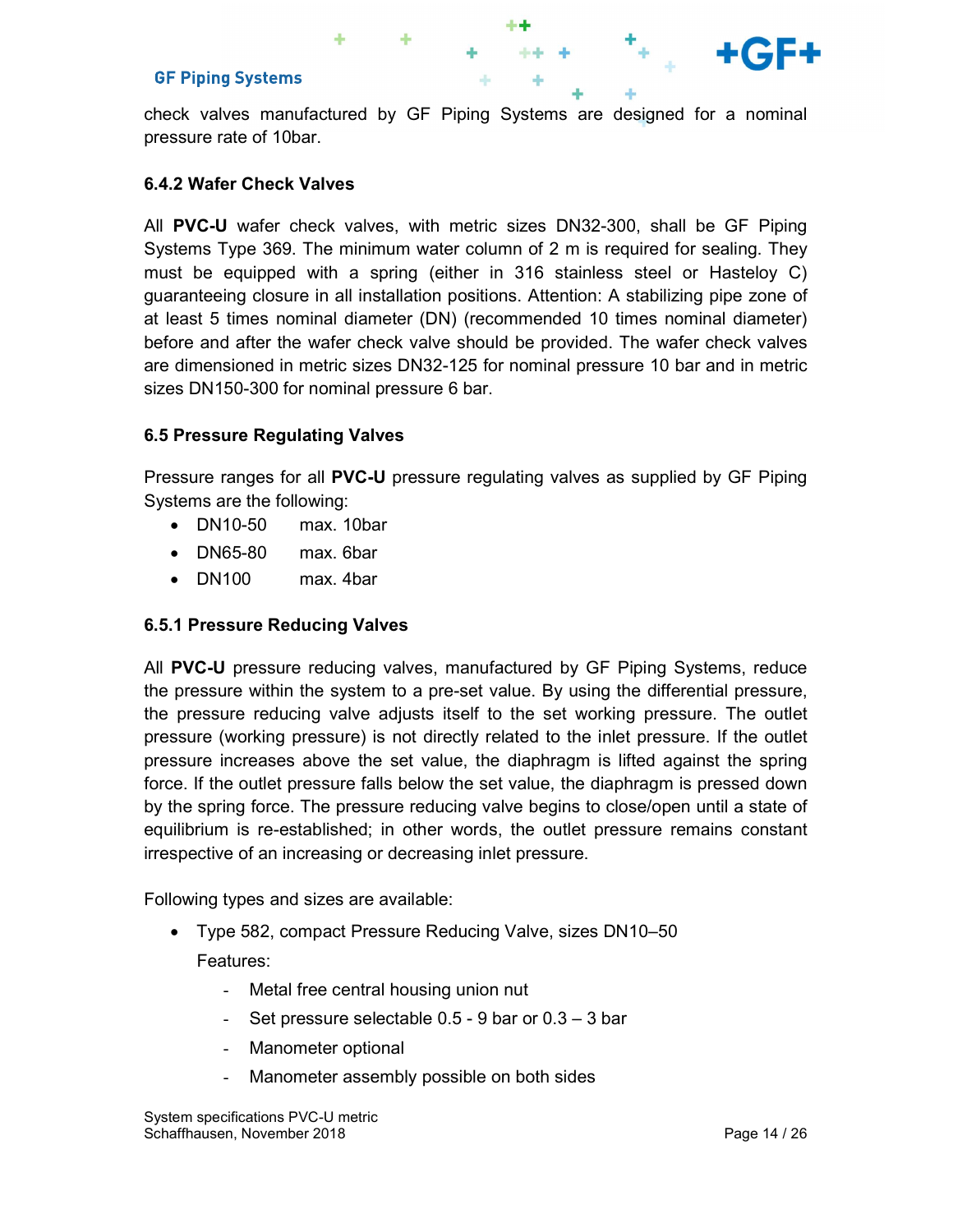check valves manufactured by GF Piping Systems are designed for a nominal pressure rate of 10bar.

### 6.4.2 Wafer Check Valves

All **PVC-U** wafer check valves, with metric sizes DN32-300, shall be GF Piping Systems Type 369. The minimum water column of 2 m is required for sealing. They must be equipped with a spring (either in 316 stainless steel or Hasteloy C) guaranteeing closure in all installation positions. Attention: A stabilizing pipe zone of at least 5 times nominal diameter (DN) (recommended 10 times nominal diameter) before and after the wafer check valve should be provided. The wafer check valves are dimensioned in metric sizes DN32-125 for nominal pressure 10 bar and in metric sizes DN150-300 for nominal pressure 6 bar.

### 6.5 Pressure Regulating Valves

Pressure ranges for all **PVC-U** pressure regulating valves as supplied by GF Piping Systems are the following:

- DN10-50 max. 10bar
- DN65-80 max. 6bar
- DN100 max. 4bar

### 6.5.1 Pressure Reducing Valves

All **PVC-U** pressure reducing valves, manufactured by GF Piping Systems, reduce the pressure within the system to a pre-set value. By using the differential pressure, the pressure reducing valve adjusts itself to the set working pressure. The outlet pressure (working pressure) is not directly related to the inlet pressure. If the outlet pressure increases above the set value, the diaphragm is lifted against the spring force. If the outlet pressure falls below the set value, the diaphragm is pressed down by the spring force. The pressure reducing valve begins to close/open until a state of equilibrium is re-established; in other words, the outlet pressure remains constant irrespective of an increasing or decreasing inlet pressure.

Following types and sizes are available:

- Type 582, compact Pressure Reducing Valve, sizes DN10–50

  Features:

  - Metal free central housing union nut
  - Set pressure selectable 0.5 - 9 bar or 0.3 – 3 bar
  - Manometer optional
  - Manometer assembly possible on both sides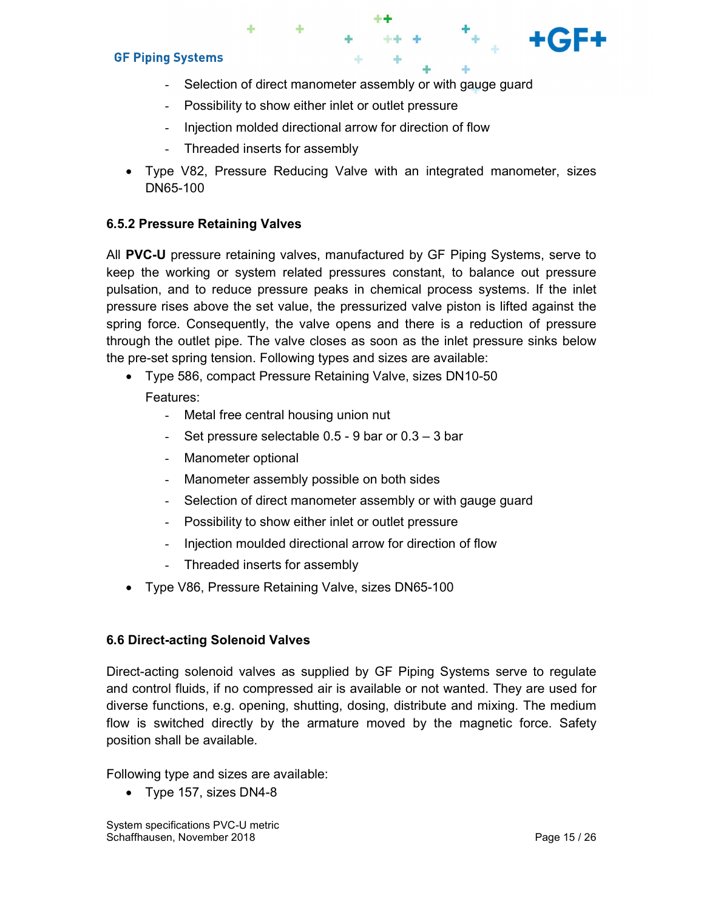- Selection of direct manometer assembly or with gauge guard
    - Possibility to show either inlet or outlet pressure
    - Injection molded directional arrow for direction of flow
    - Threaded inserts for assembly
- Type V82, Pressure Reducing Valve with an integrated manometer, sizes DN65-100

### 6.5.2 Pressure Retaining Valves

All **PVC-U** pressure retaining valves, manufactured by GF Piping Systems, serve to keep the working or system related pressures constant, to balance out pressure pulsation, and to reduce pressure peaks in chemical process systems. If the inlet pressure rises above the set value, the pressurized valve piston is lifted against the spring force. Consequently, the valve opens and there is a reduction of pressure through the outlet pipe. The valve closes as soon as the inlet pressure sinks below the pre-set spring tension. Following types and sizes are available:

- Type 586, compact Pressure Retaining Valve, sizes DN10-50

  Features:
    - Metal free central housing union nut
    - Set pressure selectable 0.5 - 9 bar or 0.3 – 3 bar
    - Manometer optional
    - Manometer assembly possible on both sides
    - Selection of direct manometer assembly or with gauge guard
    - Possibility to show either inlet or outlet pressure
    - Injection moulded directional arrow for direction of flow
    - Threaded inserts for assembly
- Type V86, Pressure Retaining Valve, sizes DN65-100

## 6.6 Direct-acting Solenoid Valves

Direct-acting solenoid valves as supplied by GF Piping Systems serve to regulate and control fluids, if no compressed air is available or not wanted. They are used for diverse functions, e.g. opening, shutting, dosing, distribute and mixing. The medium flow is switched directly by the armature moved by the magnetic force. Safety position shall be available.

Following type and sizes are available:

- Type 157, sizes DN4-8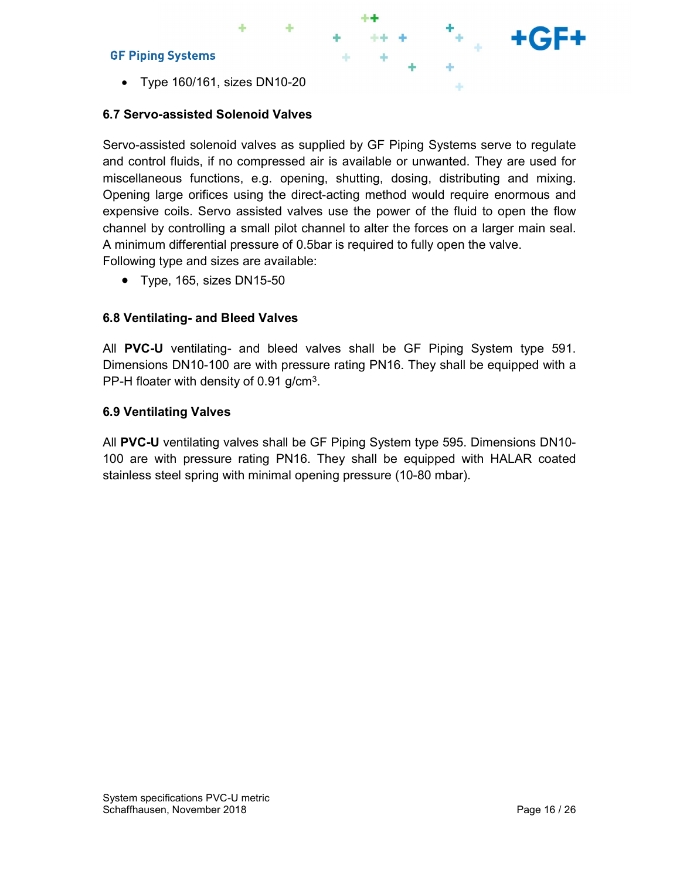- Type 160/161, sizes DN10-20

### 6.7 Servo-assisted Solenoid Valves

Servo-assisted solenoid valves as supplied by GF Piping Systems serve to regulate and control fluids, if no compressed air is available or unwanted. They are used for miscellaneous functions, e.g. opening, shutting, dosing, distributing and mixing. Opening large orifices using the direct-acting method would require enormous and expensive coils. Servo assisted valves use the power of the fluid to open the flow channel by controlling a small pilot channel to alter the forces on a larger main seal. A minimum differential pressure of 0.5bar is required to fully open the valve.
Following type and sizes are available:

- Type, 165, sizes DN15-50

### 6.8 Ventilating- and Bleed Valves

All **PVC-U** ventilating- and bleed valves shall be GF Piping System type 591. Dimensions DN10-100 are with pressure rating PN16. They shall be equipped with a PP-H floater with density of 0.91 g/cm$^3$.

### 6.9 Ventilating Valves

All **PVC-U** ventilating valves shall be GF Piping System type 595. Dimensions DN10-100 are with pressure rating PN16. They shall be equipped with HALAR coated stainless steel spring with minimal opening pressure (10-80 mbar).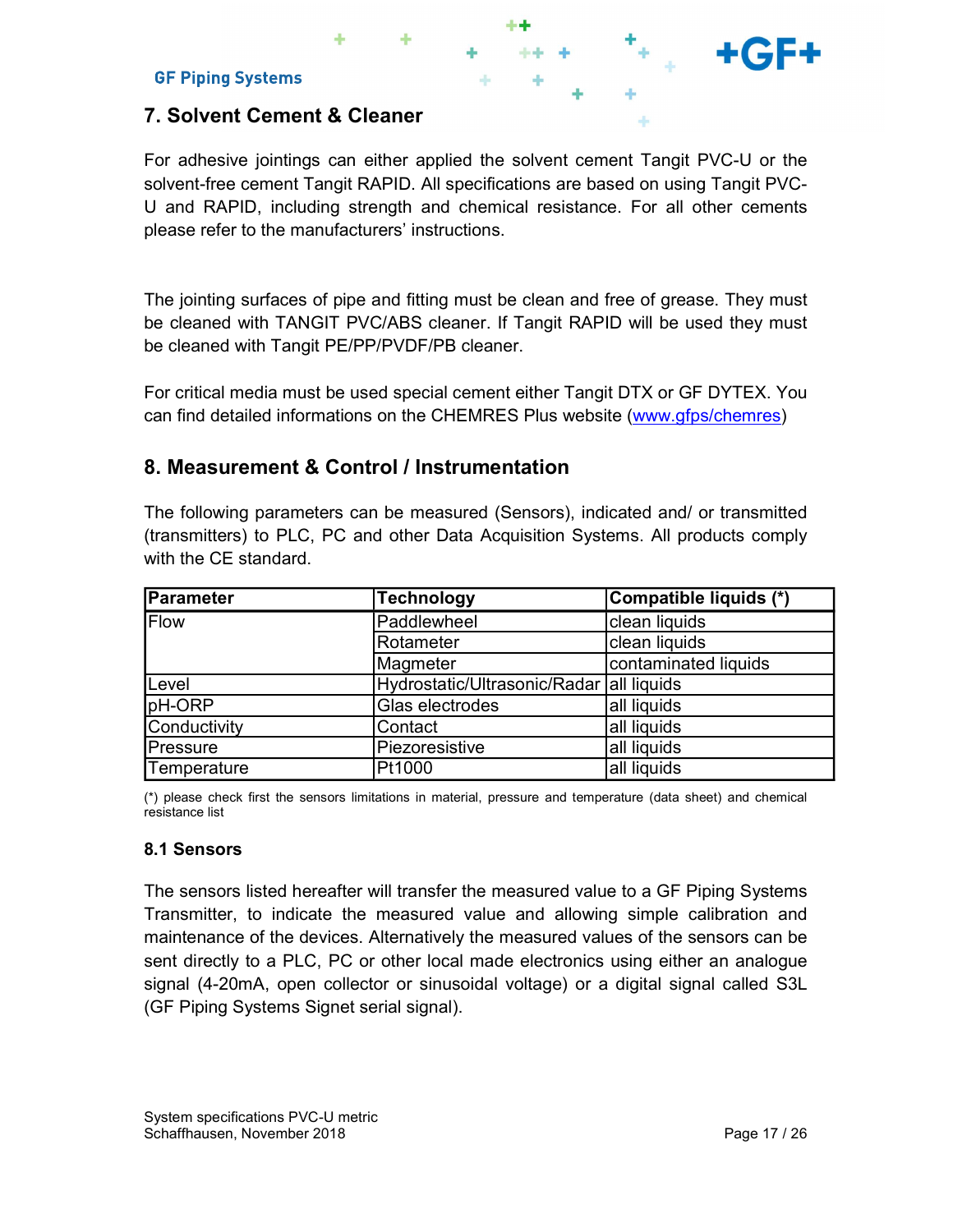## 7. Solvent Cement & Cleaner

For adhesive jointings can either applied the solvent cement Tangit PVC-U or the solvent-free cement Tangit RAPID. All specifications are based on using Tangit PVC-U and RAPID, including strength and chemical resistance. For all other cements please refer to the manufacturers' instructions.

The jointing surfaces of pipe and fitting must be clean and free of grease. They must be cleaned with TANGIT PVC/ABS cleaner. If Tangit RAPID will be used they must be cleaned with Tangit PE/PP/PVDF/PB cleaner.

For critical media must be used special cement either Tangit DTX or GF DYTEX. You can find detailed informations on the CHEMRES Plus website (www.gfps/chemres)

## 8. Measurement & Control / Instrumentation

The following parameters can be measured (Sensors), indicated and/ or transmitted (transmitters) to PLC, PC and other Data Acquisition Systems. All products comply with the CE standard.

| Parameter | Technology | Compatible liquids (*) |
|---|---|---|
| Flow | Paddlewheel | clean liquids |
| | Rotameter | clean liquids |
| | Magmeter | contaminated liquids |
| Level | Hydrostatic/Ultrasonic/Radar | all liquids |
| pH-ORP | Glas electrodes | all liquids |
| Conductivity | Contact | all liquids |
| Pressure | Piezoresistive | all liquids |
| Temperature | Pt1000 | all liquids |

(*) please check first the sensors limitations in material, pressure and temperature (data sheet) and chemical resistance list

### 8.1 Sensors

The sensors listed hereafter will transfer the measured value to a GF Piping Systems Transmitter, to indicate the measured value and allowing simple calibration and maintenance of the devices. Alternatively the measured values of the sensors can be sent directly to a PLC, PC or other local made electronics using either an analogue signal (4-20mA, open collector or sinusoidal voltage) or a digital signal called S3L (GF Piping Systems Signet serial signal).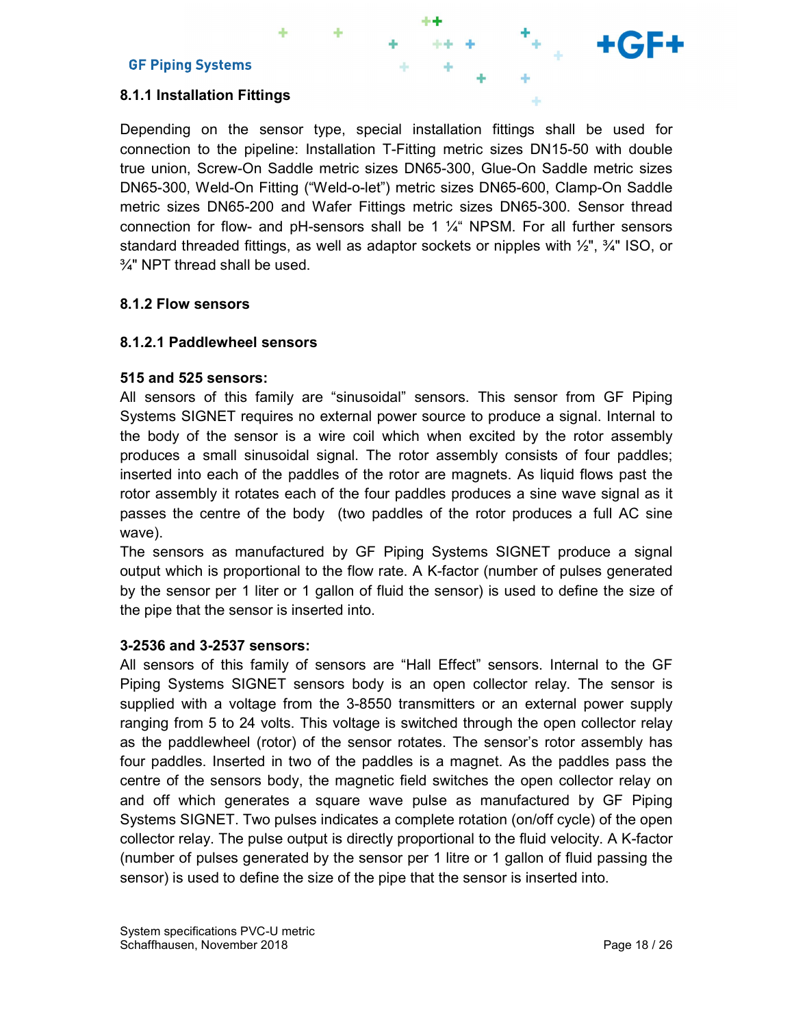### 8.1.1 Installation Fittings

Depending on the sensor type, special installation fittings shall be used for connection to the pipeline: Installation T-Fitting metric sizes DN15-50 with double true union, Screw-On Saddle metric sizes DN65-300, Glue-On Saddle metric sizes DN65-300, Weld-On Fitting ("Weld-o-let") metric sizes DN65-600, Clamp-On Saddle metric sizes DN65-200 and Wafer Fittings metric sizes DN65-300. Sensor thread connection for flow- and pH-sensors shall be 1 ¼" NPSM. For all further sensors standard threaded fittings, as well as adaptor sockets or nipples with ½", ¾" ISO, or ¾" NPT thread shall be used.

### 8.1.2 Flow sensors

#### 8.1.2.1 Paddlewheel sensors

**515 and 525 sensors:**

All sensors of this family are "sinusoidal" sensors. This sensor from GF Piping Systems SIGNET requires no external power source to produce a signal. Internal to the body of the sensor is a wire coil which when excited by the rotor assembly produces a small sinusoidal signal. The rotor assembly consists of four paddles; inserted into each of the paddles of the rotor are magnets. As liquid flows past the rotor assembly it rotates each of the four paddles produces a sine wave signal as it passes the centre of the body (two paddles of the rotor produces a full AC sine wave).

The sensors as manufactured by GF Piping Systems SIGNET produce a signal output which is proportional to the flow rate. A K-factor (number of pulses generated by the sensor per 1 liter or 1 gallon of fluid the sensor) is used to define the size of the pipe that the sensor is inserted into.

**3-2536 and 3-2537 sensors:**

All sensors of this family of sensors are "Hall Effect" sensors. Internal to the GF Piping Systems SIGNET sensors body is an open collector relay. The sensor is supplied with a voltage from the 3-8550 transmitters or an external power supply ranging from 5 to 24 volts. This voltage is switched through the open collector relay as the paddlewheel (rotor) of the sensor rotates. The sensor's rotor assembly has four paddles. Inserted in two of the paddles is a magnet. As the paddles pass the centre of the sensors body, the magnetic field switches the open collector relay on and off which generates a square wave pulse as manufactured by GF Piping Systems SIGNET. Two pulses indicates a complete rotation (on/off cycle) of the open collector relay. The pulse output is directly proportional to the fluid velocity. A K-factor (number of pulses generated by the sensor per 1 litre or 1 gallon of fluid passing the sensor) is used to define the size of the pipe that the sensor is inserted into.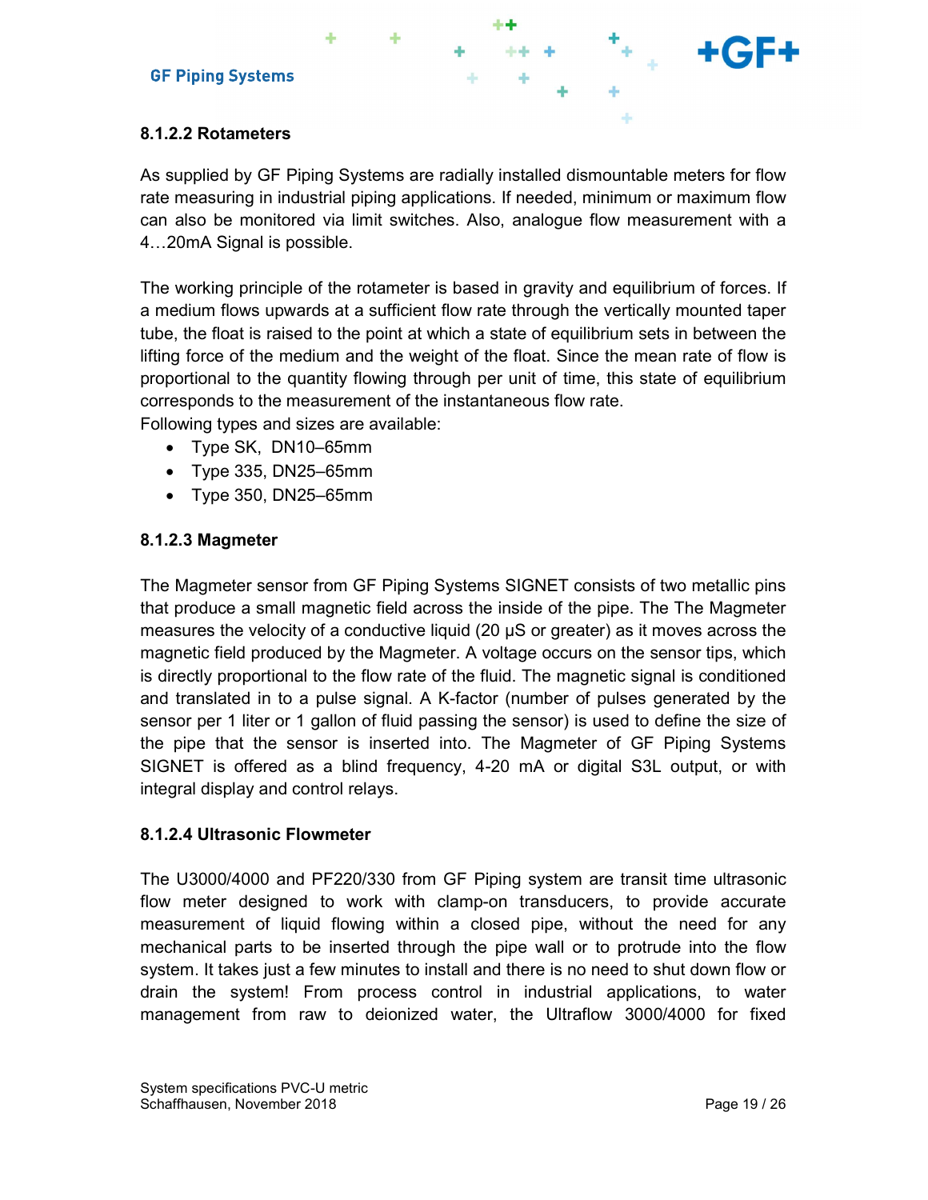### 8.1.2.2 Rotameters

As supplied by GF Piping Systems are radially installed dismountable meters for flow rate measuring in industrial piping applications. If needed, minimum or maximum flow can also be monitored via limit switches. Also, analogue flow measurement with a 4…20mA Signal is possible.

The working principle of the rotameter is based in gravity and equilibrium of forces. If a medium flows upwards at a sufficient flow rate through the vertically mounted taper tube, the float is raised to the point at which a state of equilibrium sets in between the lifting force of the medium and the weight of the float. Since the mean rate of flow is proportional to the quantity flowing through per unit of time, this state of equilibrium corresponds to the measurement of the instantaneous flow rate.
Following types and sizes are available:

- Type SK,  DN10–65mm
- Type 335, DN25–65mm
- Type 350, DN25–65mm

### 8.1.2.3 Magmeter

The Magmeter sensor from GF Piping Systems SIGNET consists of two metallic pins that produce a small magnetic field across the inside of the pipe. The The Magmeter measures the velocity of a conductive liquid (20 μS or greater) as it moves across the magnetic field produced by the Magmeter. A voltage occurs on the sensor tips, which is directly proportional to the flow rate of the fluid. The magnetic signal is conditioned and translated in to a pulse signal. A K-factor (number of pulses generated by the sensor per 1 liter or 1 gallon of fluid passing the sensor) is used to define the size of the pipe that the sensor is inserted into. The Magmeter of GF Piping Systems SIGNET is offered as a blind frequency, 4-20 mA or digital S3L output, or with integral display and control relays.

### 8.1.2.4 Ultrasonic Flowmeter

The U3000/4000 and PF220/330 from GF Piping system are transit time ultrasonic flow meter designed to work with clamp-on transducers, to provide accurate measurement of liquid flowing within a closed pipe, without the need for any mechanical parts to be inserted through the pipe wall or to protrude into the flow system. It takes just a few minutes to install and there is no need to shut down flow or drain the system! From process control in industrial applications, to water management from raw to deionized water, the Ultraflow 3000/4000 for fixed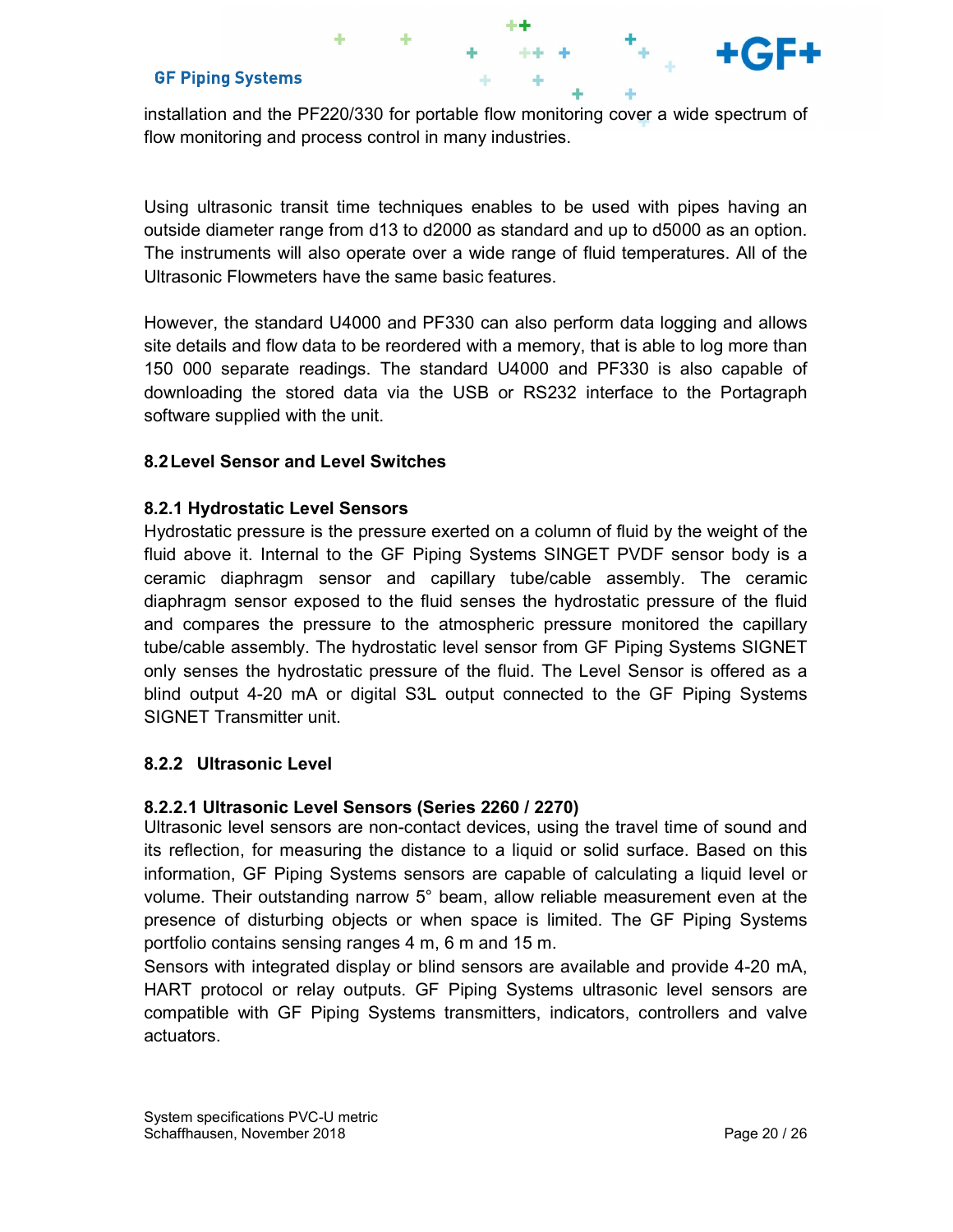installation and the PF220/330 for portable flow monitoring cover a wide spectrum of flow monitoring and process control in many industries.

Using ultrasonic transit time techniques enables to be used with pipes having an outside diameter range from d13 to d2000 as standard and up to d5000 as an option. The instruments will also operate over a wide range of fluid temperatures. All of the Ultrasonic Flowmeters have the same basic features.

However, the standard U4000 and PF330 can also perform data logging and allows site details and flow data to be reordered with a memory, that is able to log more than 150 000 separate readings. The standard U4000 and PF330 is also capable of downloading the stored data via the USB or RS232 interface to the Portagraph software supplied with the unit.

## 8.2 Level Sensor and Level Switches

### 8.2.1 Hydrostatic Level Sensors

Hydrostatic pressure is the pressure exerted on a column of fluid by the weight of the fluid above it. Internal to the GF Piping Systems SINGET PVDF sensor body is a ceramic diaphragm sensor and capillary tube/cable assembly. The ceramic diaphragm sensor exposed to the fluid senses the hydrostatic pressure of the fluid and compares the pressure to the atmospheric pressure monitored the capillary tube/cable assembly. The hydrostatic level sensor from GF Piping Systems SIGNET only senses the hydrostatic pressure of the fluid. The Level Sensor is offered as a blind output 4-20 mA or digital S3L output connected to the GF Piping Systems SIGNET Transmitter unit.

### 8.2.2 Ultrasonic Level

#### 8.2.2.1 Ultrasonic Level Sensors (Series 2260 / 2270)

Ultrasonic level sensors are non-contact devices, using the travel time of sound and its reflection, for measuring the distance to a liquid or solid surface. Based on this information, GF Piping Systems sensors are capable of calculating a liquid level or volume. Their outstanding narrow 5° beam, allow reliable measurement even at the presence of disturbing objects or when space is limited. The GF Piping Systems portfolio contains sensing ranges 4 m, 6 m and 15 m.

Sensors with integrated display or blind sensors are available and provide 4-20 mA, HART protocol or relay outputs. GF Piping Systems ultrasonic level sensors are compatible with GF Piping Systems transmitters, indicators, controllers and valve actuators.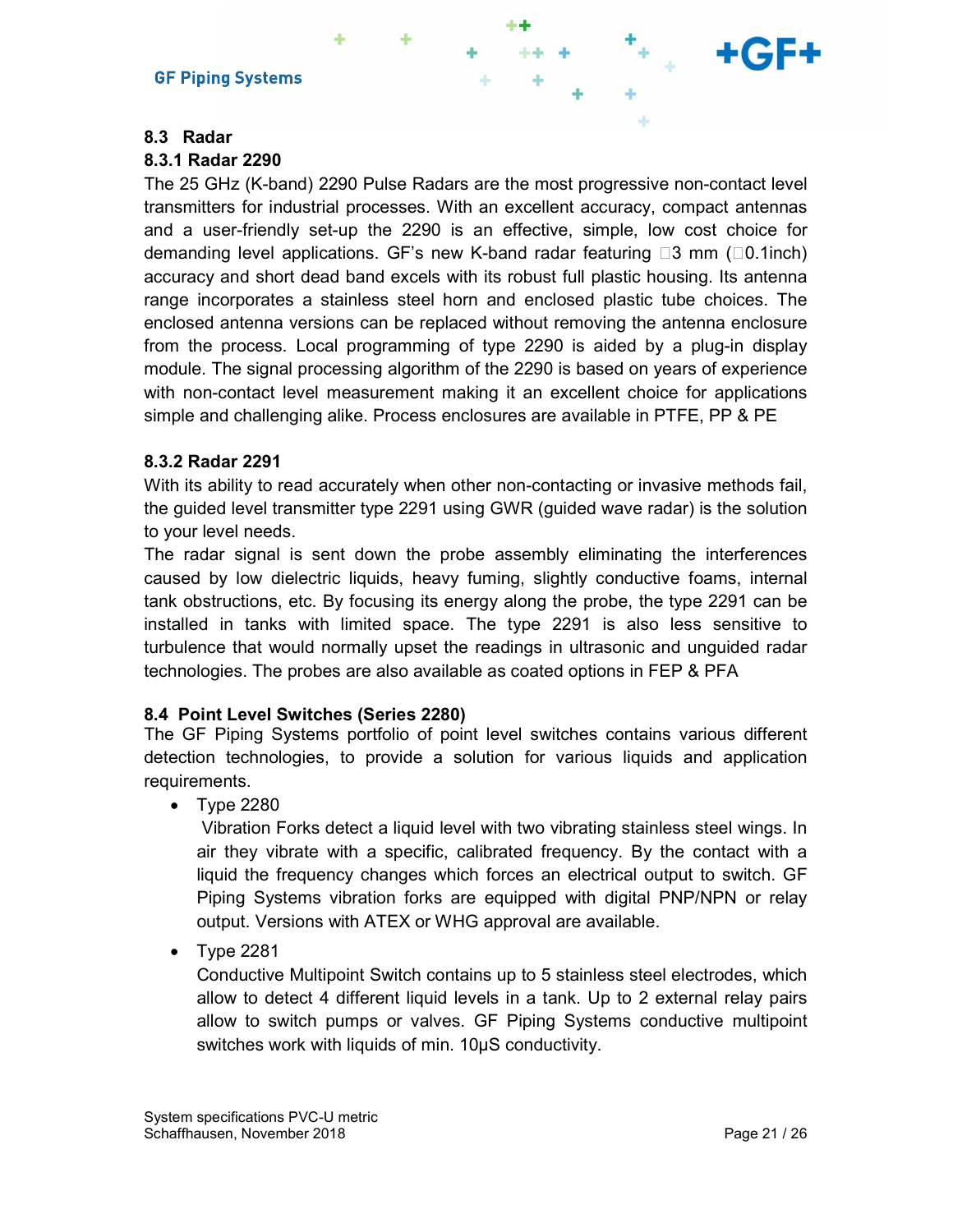## 8.3 Radar

### 8.3.1 Radar 2290

The 25 GHz (K-band) 2290 Pulse Radars are the most progressive non-contact level transmitters for industrial processes. With an excellent accuracy, compact antennas and a user-friendly set-up the 2290 is an effective, simple, low cost choice for demanding level applications. GF's new K-band radar featuring 3 mm (0.1inch) accuracy and short dead band excels with its robust full plastic housing. Its antenna range incorporates a stainless steel horn and enclosed plastic tube choices. The enclosed antenna versions can be replaced without removing the antenna enclosure from the process. Local programming of type 2290 is aided by a plug-in display module. The signal processing algorithm of the 2290 is based on years of experience with non-contact level measurement making it an excellent choice for applications simple and challenging alike. Process enclosures are available in PTFE, PP & PE

### 8.3.2 Radar 2291

With its ability to read accurately when other non-contacting or invasive methods fail, the guided level transmitter type 2291 using GWR (guided wave radar) is the solution to your level needs.

The radar signal is sent down the probe assembly eliminating the interferences caused by low dielectric liquids, heavy fuming, slightly conductive foams, internal tank obstructions, etc. By focusing its energy along the probe, the type 2291 can be installed in tanks with limited space. The type 2291 is also less sensitive to turbulence that would normally upset the readings in ultrasonic and unguided radar technologies. The probes are also available as coated options in FEP & PFA

## 8.4 Point Level Switches (Series 2280)

The GF Piping Systems portfolio of point level switches contains various different detection technologies, to provide a solution for various liquids and application requirements.

- Type 2280

  Vibration Forks detect a liquid level with two vibrating stainless steel wings. In air they vibrate with a specific, calibrated frequency. By the contact with a liquid the frequency changes which forces an electrical output to switch. GF Piping Systems vibration forks are equipped with digital PNP/NPN or relay output. Versions with ATEX or WHG approval are available.

- Type 2281

  Conductive Multipoint Switch contains up to 5 stainless steel electrodes, which allow to detect 4 different liquid levels in a tank. Up to 2 external relay pairs allow to switch pumps or valves. GF Piping Systems conductive multipoint switches work with liquids of min. 10µS conductivity.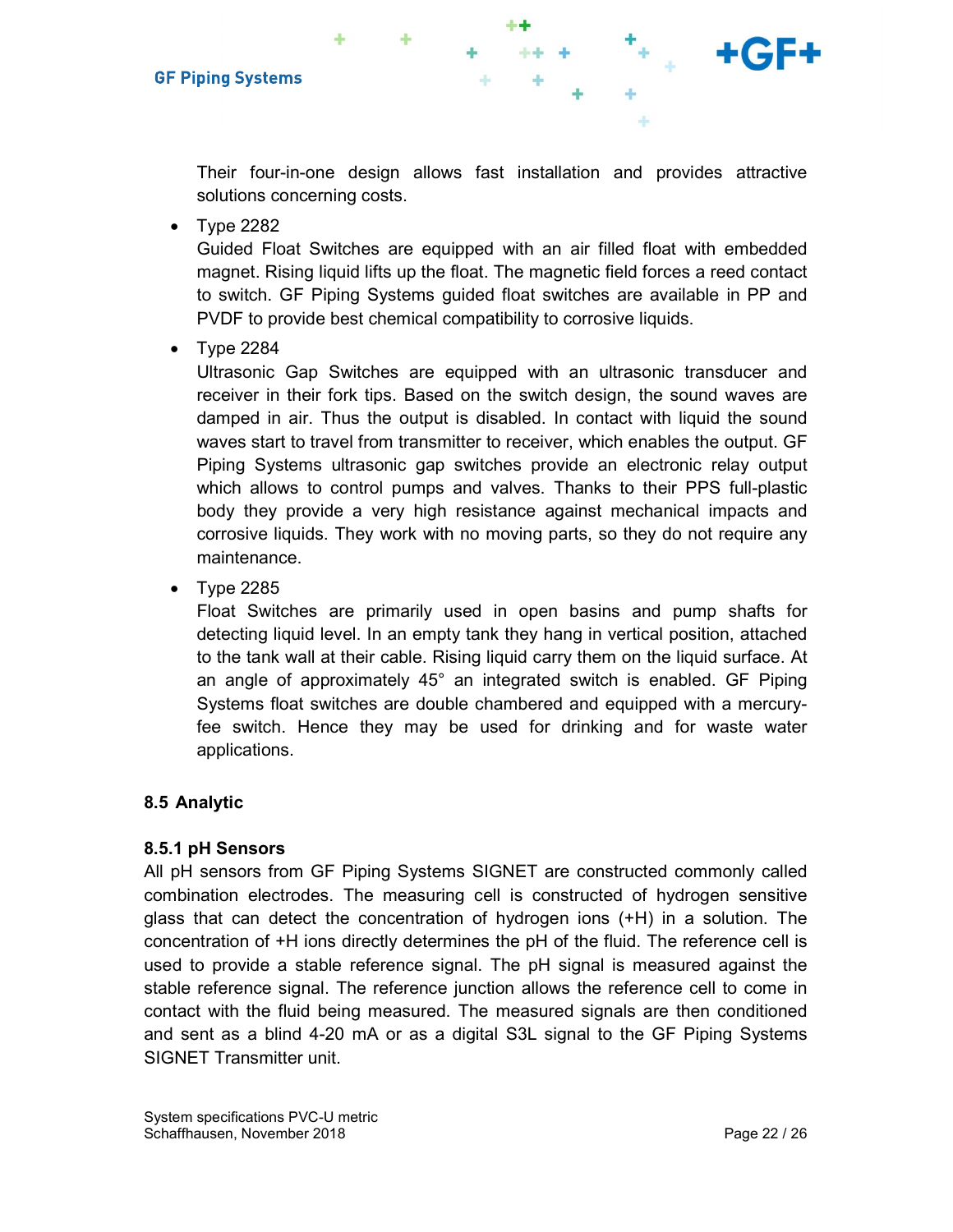Their four-in-one design allows fast installation and provides attractive solutions concerning costs.

- Type 2282
  Guided Float Switches are equipped with an air filled float with embedded magnet. Rising liquid lifts up the float. The magnetic field forces a reed contact to switch. GF Piping Systems guided float switches are available in PP and PVDF to provide best chemical compatibility to corrosive liquids.
- Type 2284
  Ultrasonic Gap Switches are equipped with an ultrasonic transducer and receiver in their fork tips. Based on the switch design, the sound waves are damped in air. Thus the output is disabled. In contact with liquid the sound waves start to travel from transmitter to receiver, which enables the output. GF Piping Systems ultrasonic gap switches provide an electronic relay output which allows to control pumps and valves. Thanks to their PPS full-plastic body they provide a very high resistance against mechanical impacts and corrosive liquids. They work with no moving parts, so they do not require any maintenance.
- Type 2285
  Float Switches are primarily used in open basins and pump shafts for detecting liquid level. In an empty tank they hang in vertical position, attached to the tank wall at their cable. Rising liquid carry them on the liquid surface. At an angle of approximately 45° an integrated switch is enabled. GF Piping Systems float switches are double chambered and equipped with a mercury-fee switch. Hence they may be used for drinking and for waste water applications.

## 8.5 Analytic

### 8.5.1 pH Sensors

All pH sensors from GF Piping Systems SIGNET are constructed commonly called combination electrodes. The measuring cell is constructed of hydrogen sensitive glass that can detect the concentration of hydrogen ions (+H) in a solution. The concentration of +H ions directly determines the pH of the fluid. The reference cell is used to provide a stable reference signal. The pH signal is measured against the stable reference signal. The reference junction allows the reference cell to come in contact with the fluid being measured. The measured signals are then conditioned and sent as a blind 4-20 mA or as a digital S3L signal to the GF Piping Systems SIGNET Transmitter unit.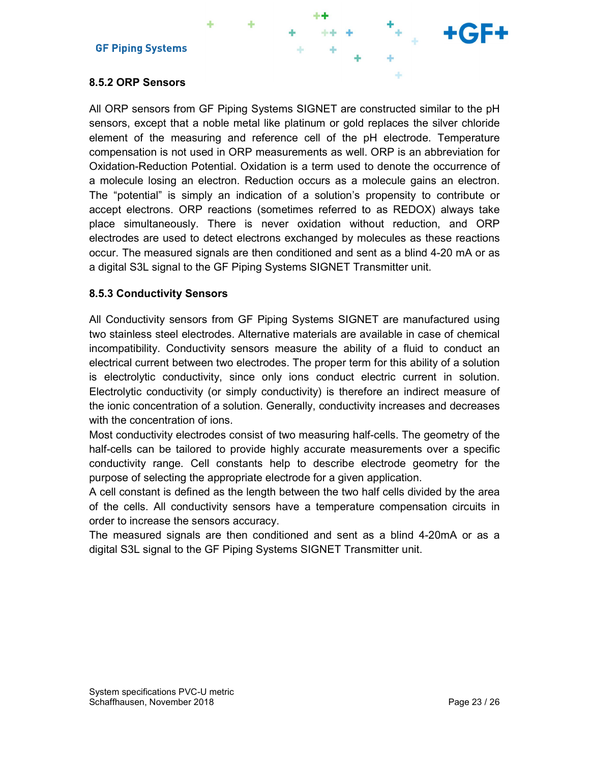### 8.5.2 ORP Sensors

All ORP sensors from GF Piping Systems SIGNET are constructed similar to the pH sensors, except that a noble metal like platinum or gold replaces the silver chloride element of the measuring and reference cell of the pH electrode. Temperature compensation is not used in ORP measurements as well. ORP is an abbreviation for Oxidation-Reduction Potential. Oxidation is a term used to denote the occurrence of a molecule losing an electron. Reduction occurs as a molecule gains an electron. The “potential” is simply an indication of a solution’s propensity to contribute or accept electrons. ORP reactions (sometimes referred to as REDOX) always take place simultaneously. There is never oxidation without reduction, and ORP electrodes are used to detect electrons exchanged by molecules as these reactions occur. The measured signals are then conditioned and sent as a blind 4-20 mA or as a digital S3L signal to the GF Piping Systems SIGNET Transmitter unit.

### 8.5.3 Conductivity Sensors

All Conductivity sensors from GF Piping Systems SIGNET are manufactured using two stainless steel electrodes. Alternative materials are available in case of chemical incompatibility. Conductivity sensors measure the ability of a fluid to conduct an electrical current between two electrodes. The proper term for this ability of a solution is electrolytic conductivity, since only ions conduct electric current in solution. Electrolytic conductivity (or simply conductivity) is therefore an indirect measure of the ionic concentration of a solution. Generally, conductivity increases and decreases with the concentration of ions.

Most conductivity electrodes consist of two measuring half-cells. The geometry of the half-cells can be tailored to provide highly accurate measurements over a specific conductivity range. Cell constants help to describe electrode geometry for the purpose of selecting the appropriate electrode for a given application.

A cell constant is defined as the length between the two half cells divided by the area of the cells. All conductivity sensors have a temperature compensation circuits in order to increase the sensors accuracy.

The measured signals are then conditioned and sent as a blind 4-20mA or as a digital S3L signal to the GF Piping Systems SIGNET Transmitter unit.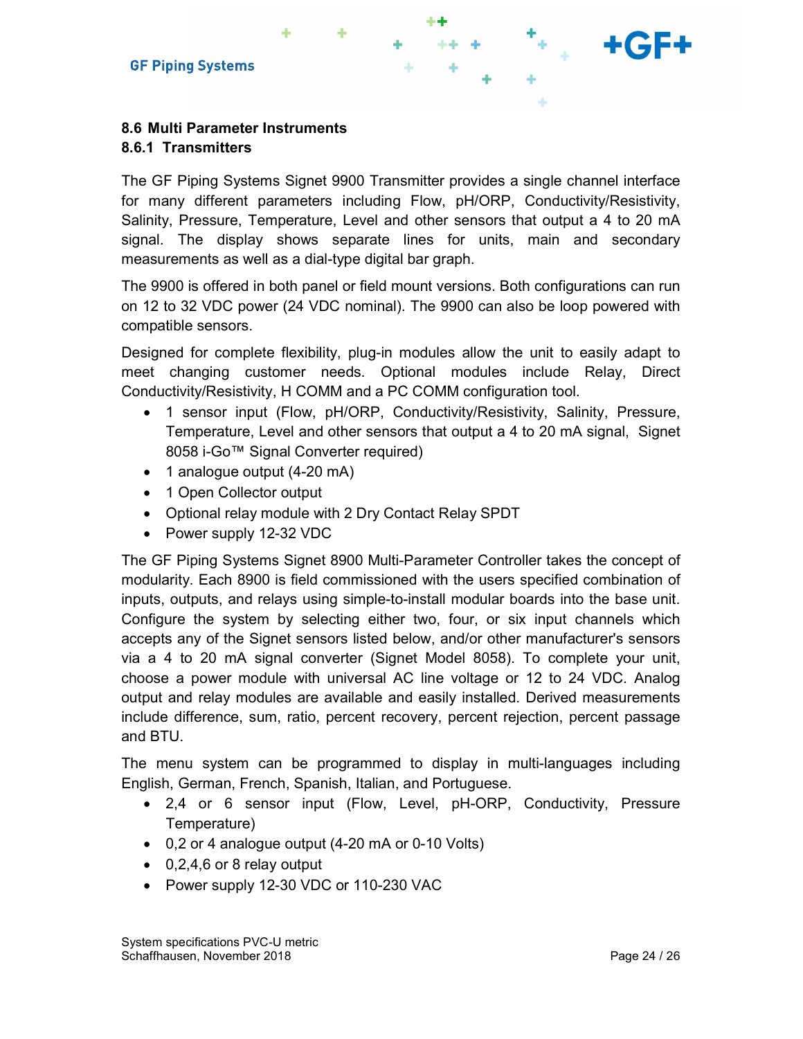### 8.6 Multi Parameter Instruments

#### 8.6.1 Transmitters

The GF Piping Systems Signet 9900 Transmitter provides a single channel interface for many different parameters including Flow, pH/ORP, Conductivity/Resistivity, Salinity, Pressure, Temperature, Level and other sensors that output a 4 to 20 mA signal. The display shows separate lines for units, main and secondary measurements as well as a dial-type digital bar graph.

The 9900 is offered in both panel or field mount versions. Both configurations can run on 12 to 32 VDC power (24 VDC nominal). The 9900 can also be loop powered with compatible sensors.

Designed for complete flexibility, plug-in modules allow the unit to easily adapt to meet changing customer needs. Optional modules include Relay, Direct Conductivity/Resistivity, H COMM and a PC COMM configuration tool.

- 1 sensor input (Flow, pH/ORP, Conductivity/Resistivity, Salinity, Pressure, Temperature, Level and other sensors that output a 4 to 20 mA signal, Signet 8058 i-Go™ Signal Converter required)
- 1 analogue output (4-20 mA)
- 1 Open Collector output
- Optional relay module with 2 Dry Contact Relay SPDT
- Power supply 12-32 VDC

The GF Piping Systems Signet 8900 Multi-Parameter Controller takes the concept of modularity. Each 8900 is field commissioned with the users specified combination of inputs, outputs, and relays using simple-to-install modular boards into the base unit. Configure the system by selecting either two, four, or six input channels which accepts any of the Signet sensors listed below, and/or other manufacturer's sensors via a 4 to 20 mA signal converter (Signet Model 8058). To complete your unit, choose a power module with universal AC line voltage or 12 to 24 VDC. Analog output and relay modules are available and easily installed. Derived measurements include difference, sum, ratio, percent recovery, percent rejection, percent passage and BTU.

The menu system can be programmed to display in multi-languages including English, German, French, Spanish, Italian, and Portuguese.

- 2,4 or 6 sensor input (Flow, Level, pH-ORP, Conductivity, Pressure Temperature)
- 0,2 or 4 analogue output (4-20 mA or 0-10 Volts)
- 0,2,4,6 or 8 relay output
- Power supply 12-30 VDC or 110-230 VAC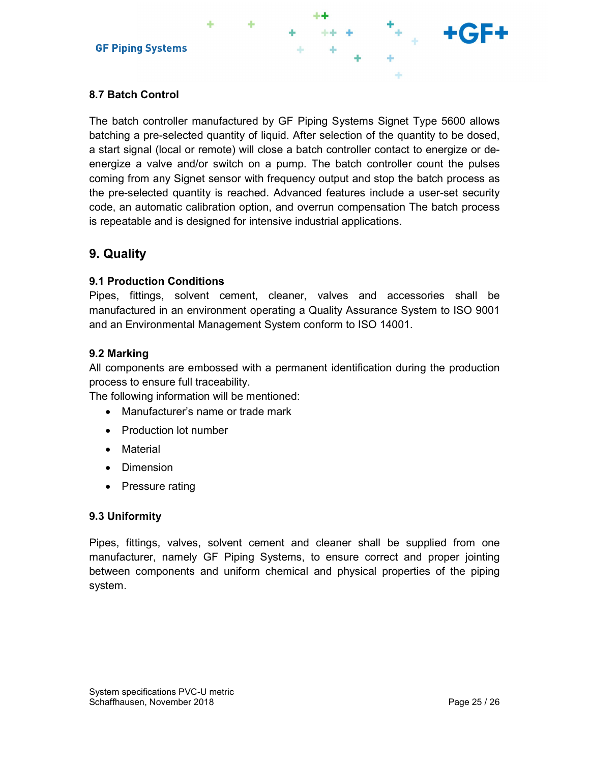### 8.7 Batch Control

The batch controller manufactured by GF Piping Systems Signet Type 5600 allows batching a pre-selected quantity of liquid. After selection of the quantity to be dosed, a start signal (local or remote) will close a batch controller contact to energize or de-energize a valve and/or switch on a pump. The batch controller count the pulses coming from any Signet sensor with frequency output and stop the batch process as the pre-selected quantity is reached. Advanced features include a user-set security code, an automatic calibration option, and overrun compensation The batch process is repeatable and is designed for intensive industrial applications.

## 9. Quality

### 9.1 Production Conditions

Pipes, fittings, solvent cement, cleaner, valves and accessories shall be manufactured in an environment operating a Quality Assurance System to ISO 9001 and an Environmental Management System conform to ISO 14001.

### 9.2 Marking

All components are embossed with a permanent identification during the production process to ensure full traceability.
The following information will be mentioned:

- Manufacturer's name or trade mark
- Production lot number
- Material
- Dimension
- Pressure rating

### 9.3 Uniformity

Pipes, fittings, valves, solvent cement and cleaner shall be supplied from one manufacturer, namely GF Piping Systems, to ensure correct and proper jointing between components and uniform chemical and physical properties of the piping system.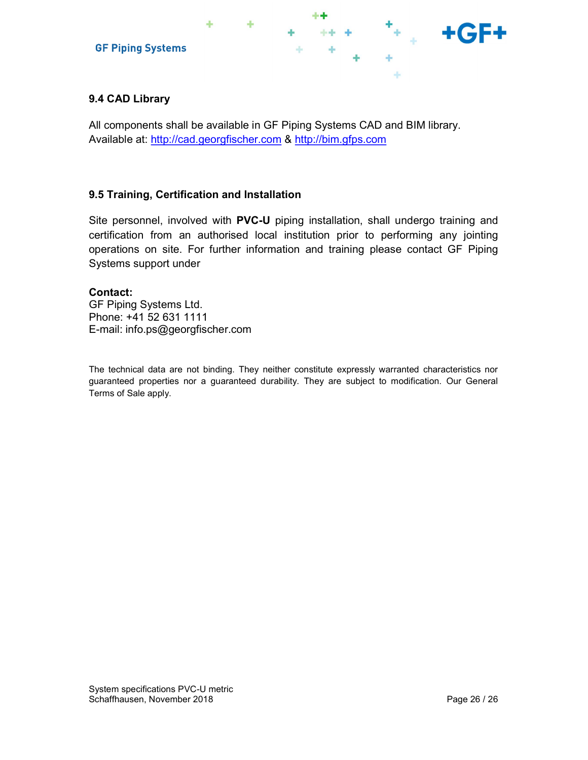### 9.4 CAD Library

All components shall be available in GF Piping Systems CAD and BIM library.
Available at: http://cad.georgfischer.com & http://bim.gfps.com

### 9.5 Training, Certification and Installation

Site personnel, involved with **PVC-U** piping installation, shall undergo training and certification from an authorised local institution prior to performing any jointing operations on site. For further information and training please contact GF Piping Systems support under

**Contact:**
GF Piping Systems Ltd.
Phone: +41 52 631 1111
E-mail: info.ps@georgfischer.com

The technical data are not binding. They neither constitute expressly warranted characteristics nor guaranteed properties nor a guaranteed durability. They are subject to modification. Our General Terms of Sale apply.